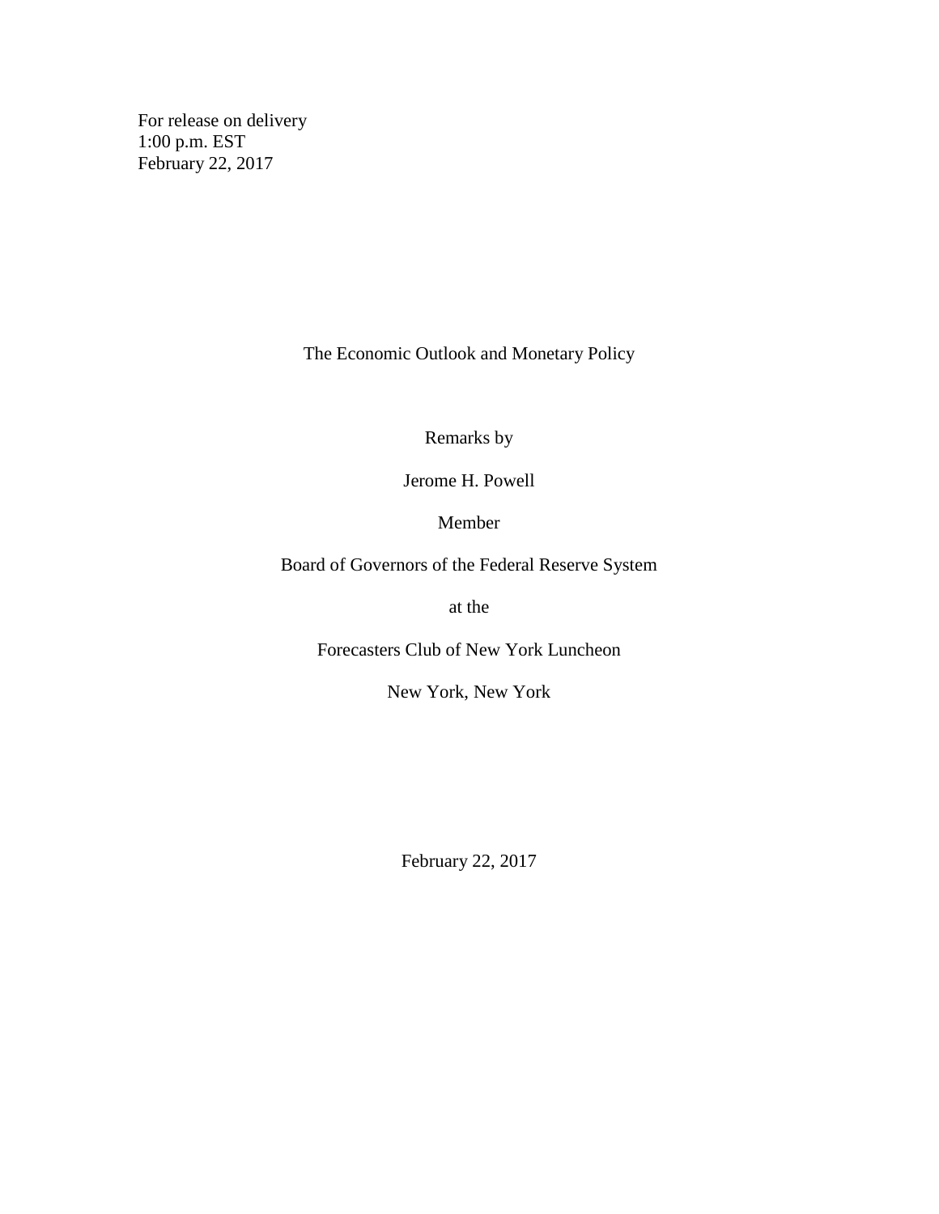For release on delivery
1:00 p.m. EST
February 22, 2017

# The Economic Outlook and Monetary Policy

Remarks by

Jerome H. Powell

Member

Board of Governors of the Federal Reserve System

at the

Forecasters Club of New York Luncheon

New York, New York

February 22, 2017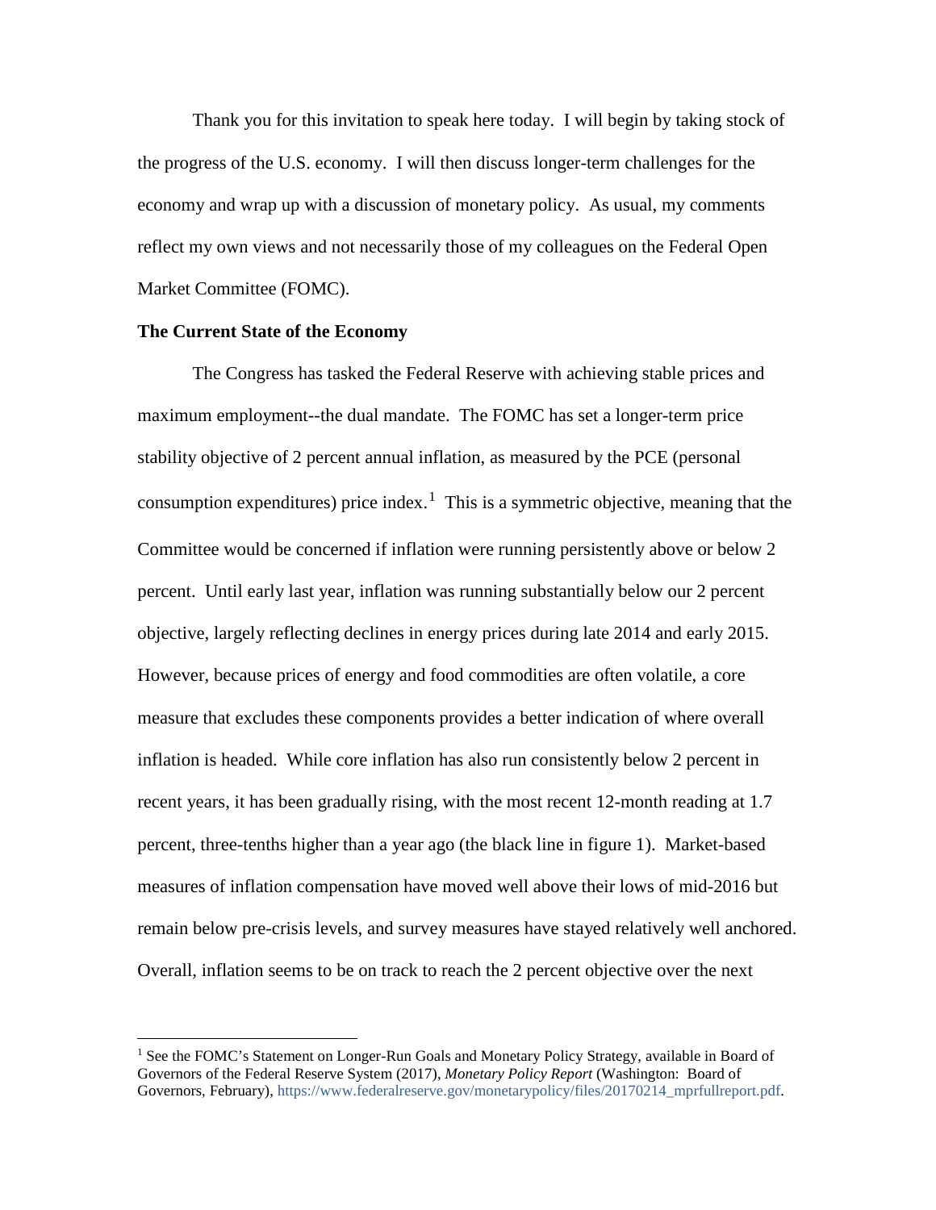Thank you for this invitation to speak here today. I will begin by taking stock of the progress of the U.S. economy. I will then discuss longer-term challenges for the economy and wrap up with a discussion of monetary policy. As usual, my comments reflect my own views and not necessarily those of my colleagues on the Federal Open Market Committee (FOMC).

**The Current State of the Economy**

The Congress has tasked the Federal Reserve with achieving stable prices and maximum employment--the dual mandate. The FOMC has set a longer-term price stability objective of 2 percent annual inflation, as measured by the PCE (personal consumption expenditures) price index.[1] This is a symmetric objective, meaning that the Committee would be concerned if inflation were running persistently above or below 2 percent. Until early last year, inflation was running substantially below our 2 percent objective, largely reflecting declines in energy prices during late 2014 and early 2015. However, because prices of energy and food commodities are often volatile, a core measure that excludes these components provides a better indication of where overall inflation is headed. While core inflation has also run consistently below 2 percent in recent years, it has been gradually rising, with the most recent 12-month reading at 1.7 percent, three-tenths higher than a year ago (the black line in figure 1). Market-based measures of inflation compensation have moved well above their lows of mid-2016 but remain below pre-crisis levels, and survey measures have stayed relatively well anchored. Overall, inflation seems to be on track to reach the 2 percent objective over the next

---

[1] See the FOMC's Statement on Longer-Run Goals and Monetary Policy Strategy, available in Board of Governors of the Federal Reserve System (2017), *Monetary Policy Report* (Washington: Board of Governors, February), https://www.federalreserve.gov/monetarypolicy/files/20170214_mprfullreport.pdf.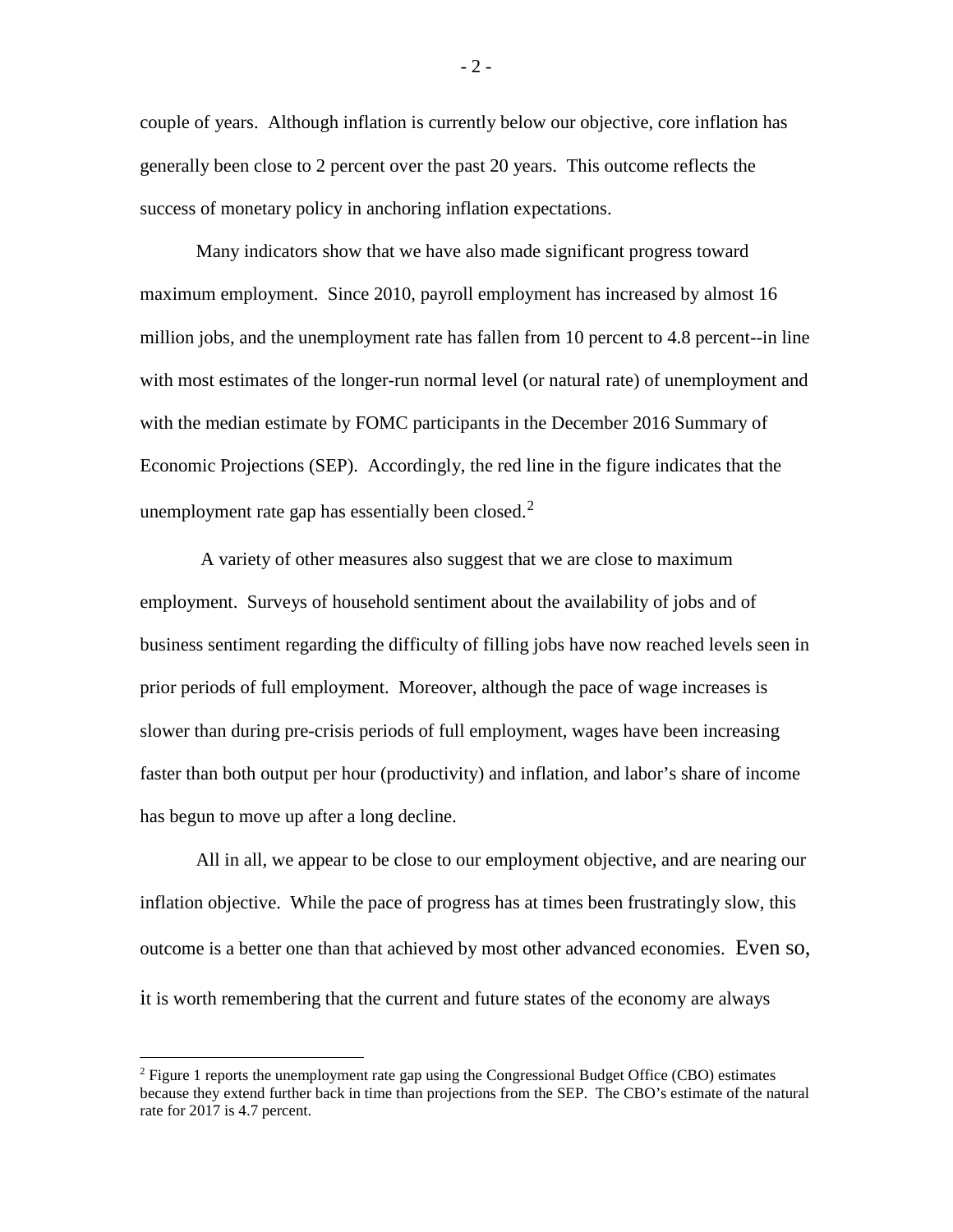couple of years. Although inflation is currently below our objective, core inflation has generally been close to 2 percent over the past 20 years. This outcome reflects the success of monetary policy in anchoring inflation expectations.

Many indicators show that we have also made significant progress toward maximum employment. Since 2010, payroll employment has increased by almost 16 million jobs, and the unemployment rate has fallen from 10 percent to 4.8 percent--in line with most estimates of the longer-run normal level (or natural rate) of unemployment and with the median estimate by FOMC participants in the December 2016 Summary of Economic Projections (SEP). Accordingly, the red line in the figure indicates that the unemployment rate gap has essentially been closed.[2]

A variety of other measures also suggest that we are close to maximum employment. Surveys of household sentiment about the availability of jobs and of business sentiment regarding the difficulty of filling jobs have now reached levels seen in prior periods of full employment. Moreover, although the pace of wage increases is slower than during pre-crisis periods of full employment, wages have been increasing faster than both output per hour (productivity) and inflation, and labor's share of income has begun to move up after a long decline.

All in all, we appear to be close to our employment objective, and are nearing our inflation objective. While the pace of progress has at times been frustratingly slow, this outcome is a better one than that achieved by most other advanced economies. Even so, it is worth remembering that the current and future states of the economy are always

[2] Figure 1 reports the unemployment rate gap using the Congressional Budget Office (CBO) estimates because they extend further back in time than projections from the SEP. The CBO's estimate of the natural rate for 2017 is 4.7 percent.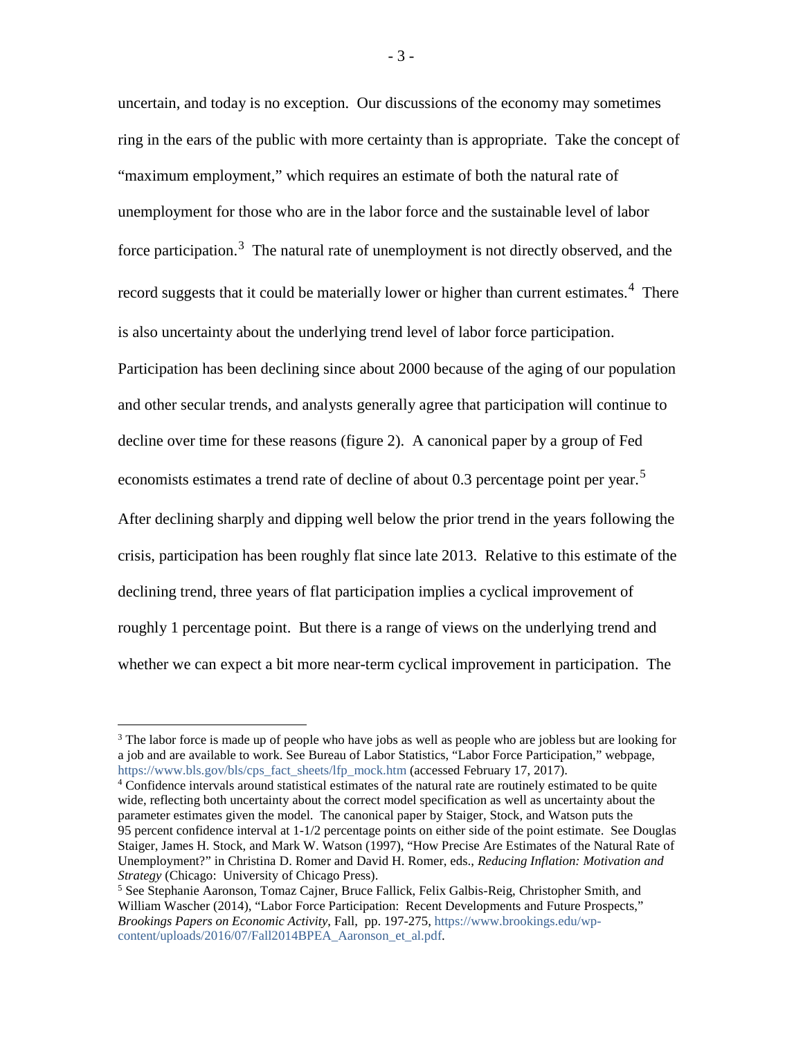uncertain, and today is no exception. Our discussions of the economy may sometimes ring in the ears of the public with more certainty than is appropriate. Take the concept of "maximum employment," which requires an estimate of both the natural rate of unemployment for those who are in the labor force and the sustainable level of labor force participation.[3] The natural rate of unemployment is not directly observed, and the record suggests that it could be materially lower or higher than current estimates.[4] There is also uncertainty about the underlying trend level of labor force participation. Participation has been declining since about 2000 because of the aging of our population and other secular trends, and analysts generally agree that participation will continue to decline over time for these reasons (figure 2). A canonical paper by a group of Fed economists estimates a trend rate of decline of about 0.3 percentage point per year.[5] After declining sharply and dipping well below the prior trend in the years following the crisis, participation has been roughly flat since late 2013. Relative to this estimate of the declining trend, three years of flat participation implies a cyclical improvement of roughly 1 percentage point. But there is a range of views on the underlying trend and whether we can expect a bit more near-term cyclical improvement in participation. The

---

[3] The labor force is made up of people who have jobs as well as people who are jobless but are looking for a job and are available to work. See Bureau of Labor Statistics, "Labor Force Participation," webpage, https://www.bls.gov/bls/cps_fact_sheets/lfp_mock.htm (accessed February 17, 2017).

[4] Confidence intervals around statistical estimates of the natural rate are routinely estimated to be quite wide, reflecting both uncertainty about the correct model specification as well as uncertainty about the parameter estimates given the model. The canonical paper by Staiger, Stock, and Watson puts the 95 percent confidence interval at 1-1/2 percentage points on either side of the point estimate. See Douglas Staiger, James H. Stock, and Mark W. Watson (1997), "How Precise Are Estimates of the Natural Rate of Unemployment?" in Christina D. Romer and David H. Romer, eds., *Reducing Inflation: Motivation and Strategy* (Chicago: University of Chicago Press).

[5] See Stephanie Aaronson, Tomaz Cajner, Bruce Fallick, Felix Galbis-Reig, Christopher Smith, and William Wascher (2014), "Labor Force Participation: Recent Developments and Future Prospects," *Brookings Papers on Economic Activity*, Fall, pp. 197-275, https://www.brookings.edu/wp-content/uploads/2016/07/Fall2014BPEA_Aaronson_et_al.pdf.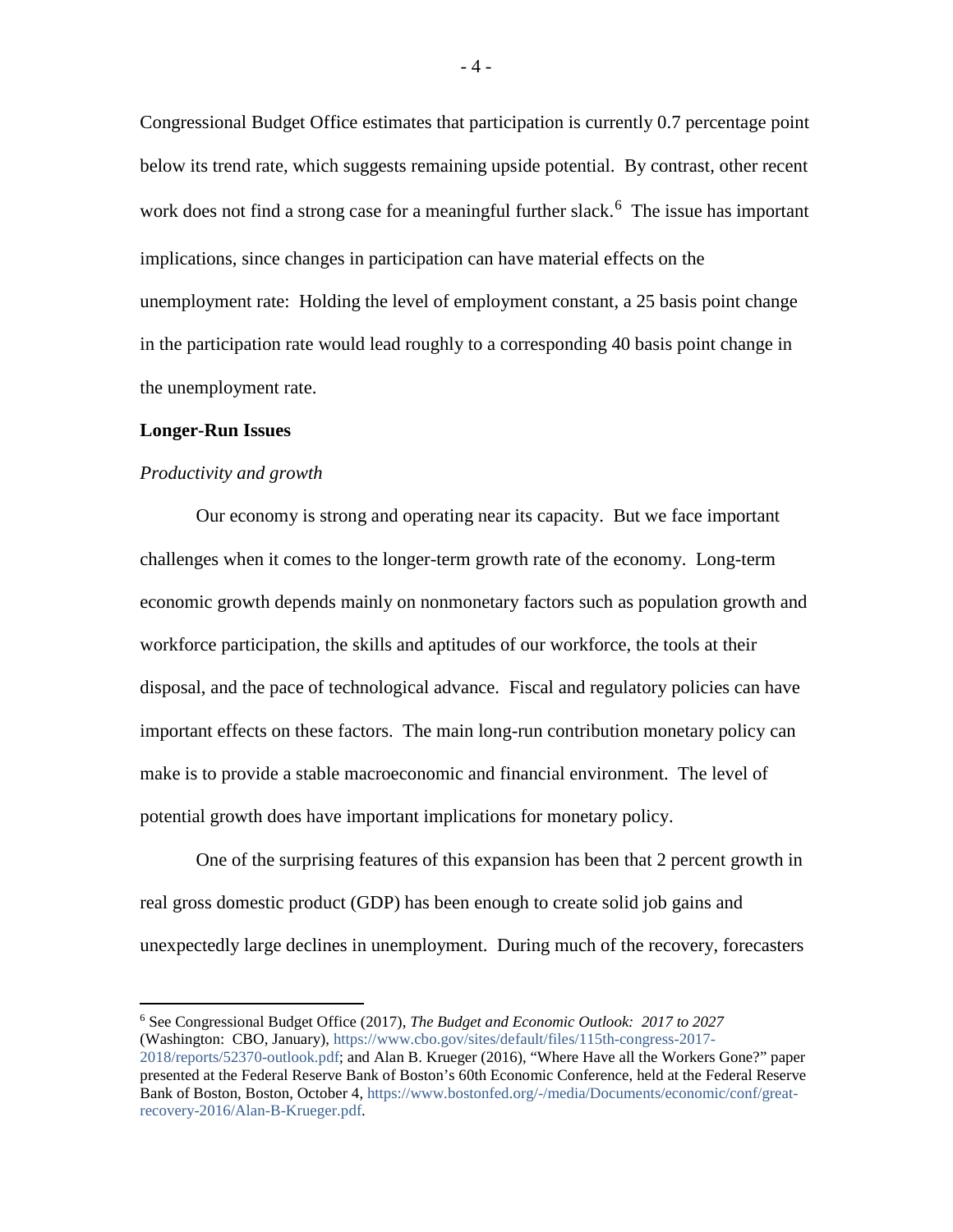Congressional Budget Office estimates that participation is currently 0.7 percentage point below its trend rate, which suggests remaining upside potential. By contrast, other recent work does not find a strong case for a meaningful further slack.[6] The issue has important implications, since changes in participation can have material effects on the unemployment rate: Holding the level of employment constant, a 25 basis point change in the participation rate would lead roughly to a corresponding 40 basis point change in the unemployment rate.

## Longer-Run Issues

### *Productivity and growth*

Our economy is strong and operating near its capacity. But we face important challenges when it comes to the longer-term growth rate of the economy. Long-term economic growth depends mainly on nonmonetary factors such as population growth and workforce participation, the skills and aptitudes of our workforce, the tools at their disposal, and the pace of technological advance. Fiscal and regulatory policies can have important effects on these factors. The main long-run contribution monetary policy can make is to provide a stable macroeconomic and financial environment. The level of potential growth does have important implications for monetary policy.

One of the surprising features of this expansion has been that 2 percent growth in real gross domestic product (GDP) has been enough to create solid job gains and unexpectedly large declines in unemployment. During much of the recovery, forecasters

---

[6] See Congressional Budget Office (2017), *The Budget and Economic Outlook: 2017 to 2027* (Washington: CBO, January), https://www.cbo.gov/sites/default/files/115th-congress-2017-2018/reports/52370-outlook.pdf; and Alan B. Krueger (2016), "Where Have all the Workers Gone?" paper presented at the Federal Reserve Bank of Boston's 60th Economic Conference, held at the Federal Reserve Bank of Boston, Boston, October 4, https://www.bostonfed.org/-/media/Documents/economic/conf/great-recovery-2016/Alan-B-Krueger.pdf.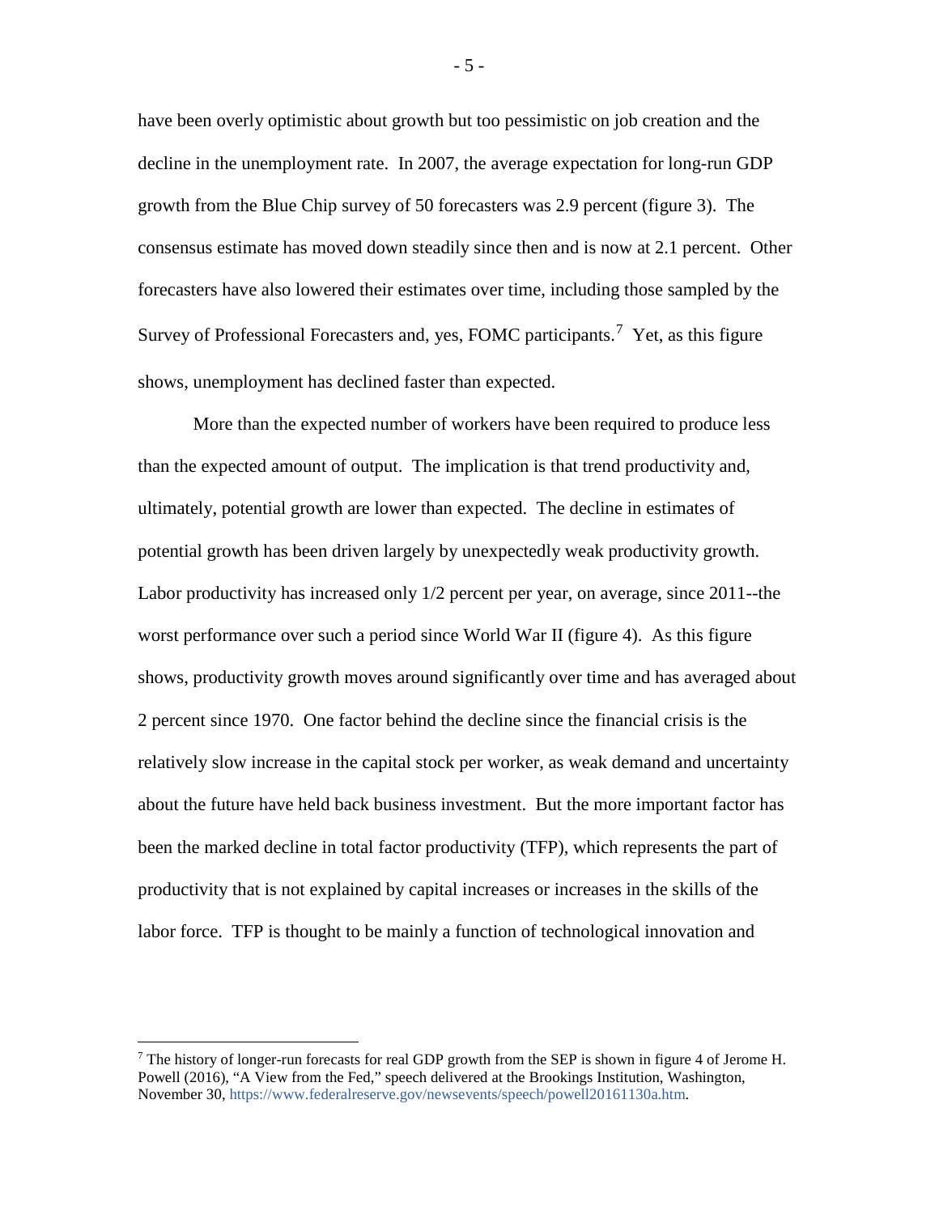have been overly optimistic about growth but too pessimistic on job creation and the decline in the unemployment rate. In 2007, the average expectation for long-run GDP growth from the Blue Chip survey of 50 forecasters was 2.9 percent (figure 3). The consensus estimate has moved down steadily since then and is now at 2.1 percent. Other forecasters have also lowered their estimates over time, including those sampled by the Survey of Professional Forecasters and, yes, FOMC participants.[7] Yet, as this figure shows, unemployment has declined faster than expected.

More than the expected number of workers have been required to produce less than the expected amount of output. The implication is that trend productivity and, ultimately, potential growth are lower than expected. The decline in estimates of potential growth has been driven largely by unexpectedly weak productivity growth. Labor productivity has increased only 1/2 percent per year, on average, since 2011--the worst performance over such a period since World War II (figure 4). As this figure shows, productivity growth moves around significantly over time and has averaged about 2 percent since 1970. One factor behind the decline since the financial crisis is the relatively slow increase in the capital stock per worker, as weak demand and uncertainty about the future have held back business investment. But the more important factor has been the marked decline in total factor productivity (TFP), which represents the part of productivity that is not explained by capital increases or increases in the skills of the labor force. TFP is thought to be mainly a function of technological innovation and

[7] The history of longer-run forecasts for real GDP growth from the SEP is shown in figure 4 of Jerome H. Powell (2016), "A View from the Fed," speech delivered at the Brookings Institution, Washington, November 30, https://www.federalreserve.gov/newsevents/speech/powell20161130a.htm.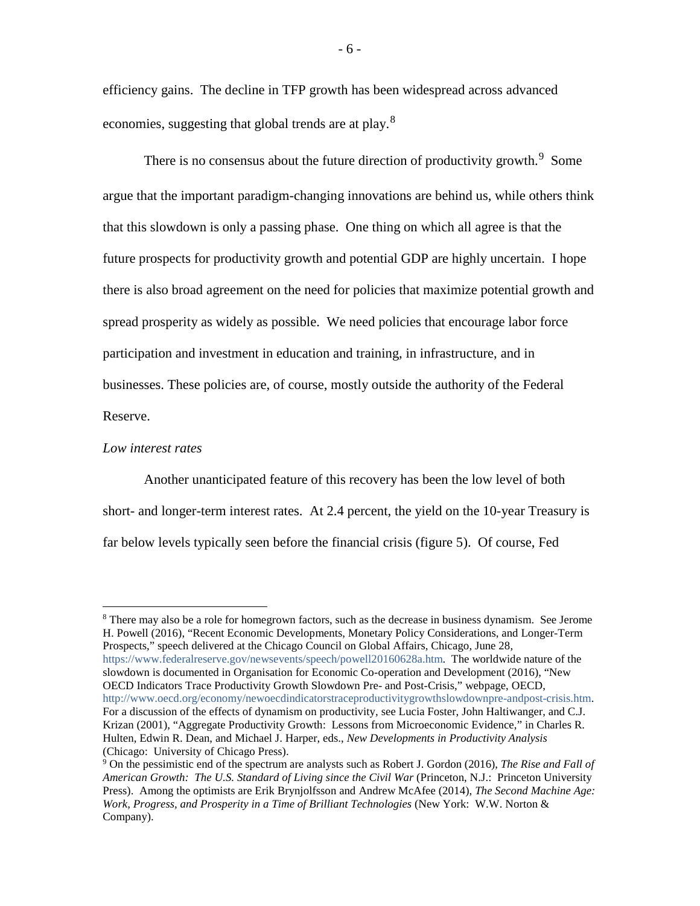efficiency gains. The decline in TFP growth has been widespread across advanced economies, suggesting that global trends are at play.[8]

There is no consensus about the future direction of productivity growth.[9] Some argue that the important paradigm-changing innovations are behind us, while others think that this slowdown is only a passing phase. One thing on which all agree is that the future prospects for productivity growth and potential GDP are highly uncertain. I hope there is also broad agreement on the need for policies that maximize potential growth and spread prosperity as widely as possible. We need policies that encourage labor force participation and investment in education and training, in infrastructure, and in businesses. These policies are, of course, mostly outside the authority of the Federal Reserve.

*Low interest rates*

Another unanticipated feature of this recovery has been the low level of both short- and longer-term interest rates. At 2.4 percent, the yield on the 10-year Treasury is far below levels typically seen before the financial crisis (figure 5). Of course, Fed

---

[8] There may also be a role for homegrown factors, such as the decrease in business dynamism. See Jerome H. Powell (2016), "Recent Economic Developments, Monetary Policy Considerations, and Longer-Term Prospects," speech delivered at the Chicago Council on Global Affairs, Chicago, June 28, https://www.federalreserve.gov/newsevents/speech/powell20160628a.htm. The worldwide nature of the slowdown is documented in Organisation for Economic Co-operation and Development (2016), "New OECD Indicators Trace Productivity Growth Slowdown Pre- and Post-Crisis," webpage, OECD, http://www.oecd.org/economy/newoecdindicatorstraceproductivitygrowthslowdownpre-andpost-crisis.htm. For a discussion of the effects of dynamism on productivity, see Lucia Foster, John Haltiwanger, and C.J. Krizan (2001), "Aggregate Productivity Growth: Lessons from Microeconomic Evidence," in Charles R. Hulten, Edwin R. Dean, and Michael J. Harper, eds., *New Developments in Productivity Analysis* (Chicago: University of Chicago Press).

[9] On the pessimistic end of the spectrum are analysts such as Robert J. Gordon (2016), *The Rise and Fall of American Growth: The U.S. Standard of Living since the Civil War* (Princeton, N.J.: Princeton University Press). Among the optimists are Erik Brynjolfsson and Andrew McAfee (2014), *The Second Machine Age: Work, Progress, and Prosperity in a Time of Brilliant Technologies* (New York: W.W. Norton & Company).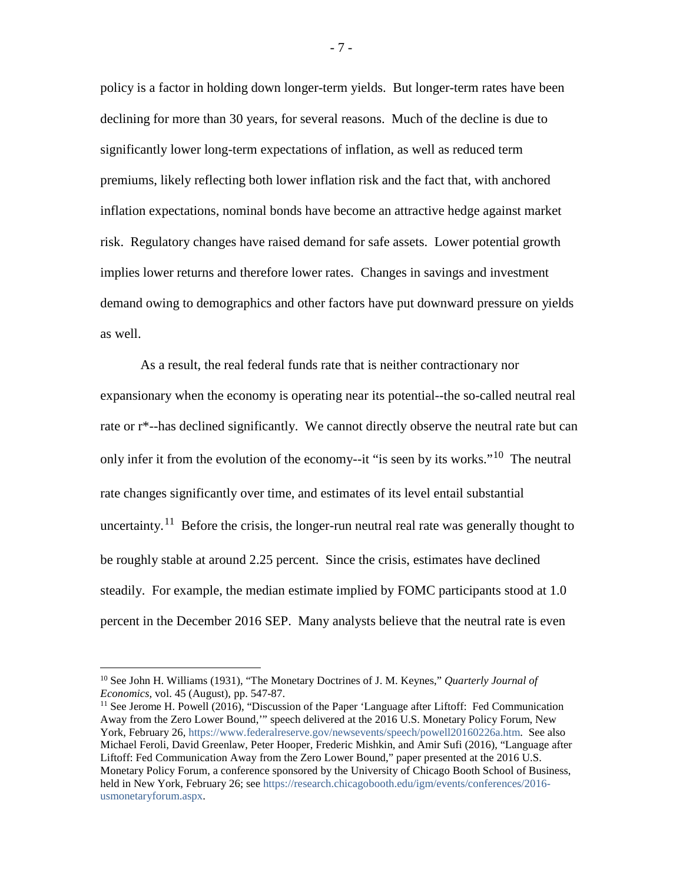policy is a factor in holding down longer-term yields. But longer-term rates have been declining for more than 30 years, for several reasons. Much of the decline is due to significantly lower long-term expectations of inflation, as well as reduced term premiums, likely reflecting both lower inflation risk and the fact that, with anchored inflation expectations, nominal bonds have become an attractive hedge against market risk. Regulatory changes have raised demand for safe assets. Lower potential growth implies lower returns and therefore lower rates. Changes in savings and investment demand owing to demographics and other factors have put downward pressure on yields as well.

As a result, the real federal funds rate that is neither contractionary nor expansionary when the economy is operating near its potential--the so-called neutral real rate or r*--has declined significantly. We cannot directly observe the neutral rate but can only infer it from the evolution of the economy--it "is seen by its works."[10] The neutral rate changes significantly over time, and estimates of its level entail substantial uncertainty.[11] Before the crisis, the longer-run neutral real rate was generally thought to be roughly stable at around 2.25 percent. Since the crisis, estimates have declined steadily. For example, the median estimate implied by FOMC participants stood at 1.0 percent in the December 2016 SEP. Many analysts believe that the neutral rate is even

---

[10] See John H. Williams (1931), "The Monetary Doctrines of J. M. Keynes," *Quarterly Journal of Economics,* vol. 45 (August), pp. 547-87.

[11] See Jerome H. Powell (2016), "Discussion of the Paper 'Language after Liftoff: Fed Communication Away from the Zero Lower Bound,'" speech delivered at the 2016 U.S. Monetary Policy Forum, New York, February 26, https://www.federalreserve.gov/newsevents/speech/powell20160226a.htm. See also Michael Feroli, David Greenlaw, Peter Hooper, Frederic Mishkin, and Amir Sufi (2016), "Language after Liftoff: Fed Communication Away from the Zero Lower Bound," paper presented at the 2016 U.S. Monetary Policy Forum, a conference sponsored by the University of Chicago Booth School of Business, held in New York, February 26; see https://research.chicagobooth.edu/igm/events/conferences/2016-usmonetaryforum.aspx.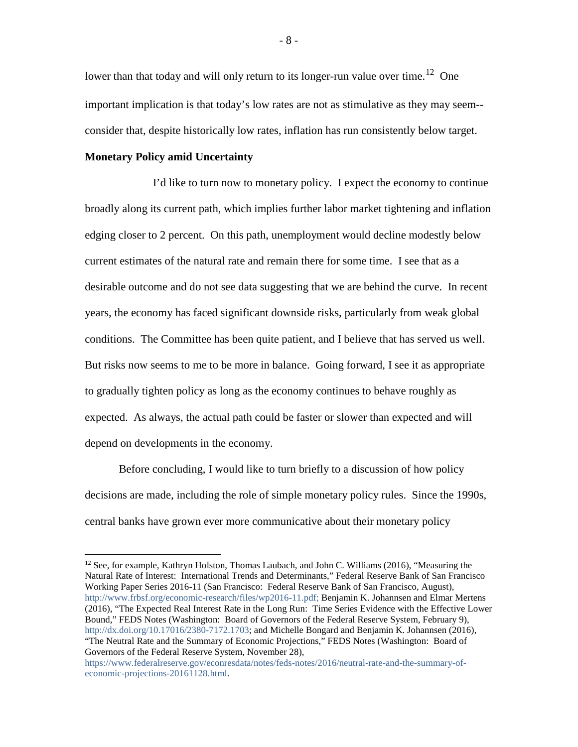lower than that today and will only return to its longer-run value over time.[12] One important implication is that today's low rates are not as stimulative as they may seem--consider that, despite historically low rates, inflation has run consistently below target.

**Monetary Policy amid Uncertainty**

I'd like to turn now to monetary policy. I expect the economy to continue broadly along its current path, which implies further labor market tightening and inflation edging closer to 2 percent. On this path, unemployment would decline modestly below current estimates of the natural rate and remain there for some time. I see that as a desirable outcome and do not see data suggesting that we are behind the curve. In recent years, the economy has faced significant downside risks, particularly from weak global conditions. The Committee has been quite patient, and I believe that has served us well. But risks now seems to me to be more in balance. Going forward, I see it as appropriate to gradually tighten policy as long as the economy continues to behave roughly as expected. As always, the actual path could be faster or slower than expected and will depend on developments in the economy.

Before concluding, I would like to turn briefly to a discussion of how policy decisions are made, including the role of simple monetary policy rules. Since the 1990s, central banks have grown ever more communicative about their monetary policy

---

[12] See, for example, Kathryn Holston, Thomas Laubach, and John C. Williams (2016), "Measuring the Natural Rate of Interest: International Trends and Determinants," Federal Reserve Bank of San Francisco Working Paper Series 2016-11 (San Francisco: Federal Reserve Bank of San Francisco, August), http://www.frbsf.org/economic-research/files/wp2016-11.pdf; Benjamin K. Johannsen and Elmar Mertens (2016), "The Expected Real Interest Rate in the Long Run: Time Series Evidence with the Effective Lower Bound," FEDS Notes (Washington: Board of Governors of the Federal Reserve System, February 9), http://dx.doi.org/10.17016/2380-7172.1703; and Michelle Bongard and Benjamin K. Johannsen (2016), "The Neutral Rate and the Summary of Economic Projections," FEDS Notes (Washington: Board of Governors of the Federal Reserve System, November 28), https://www.federalreserve.gov/econresdata/notes/feds-notes/2016/neutral-rate-and-the-summary-of-economic-projections-20161128.html.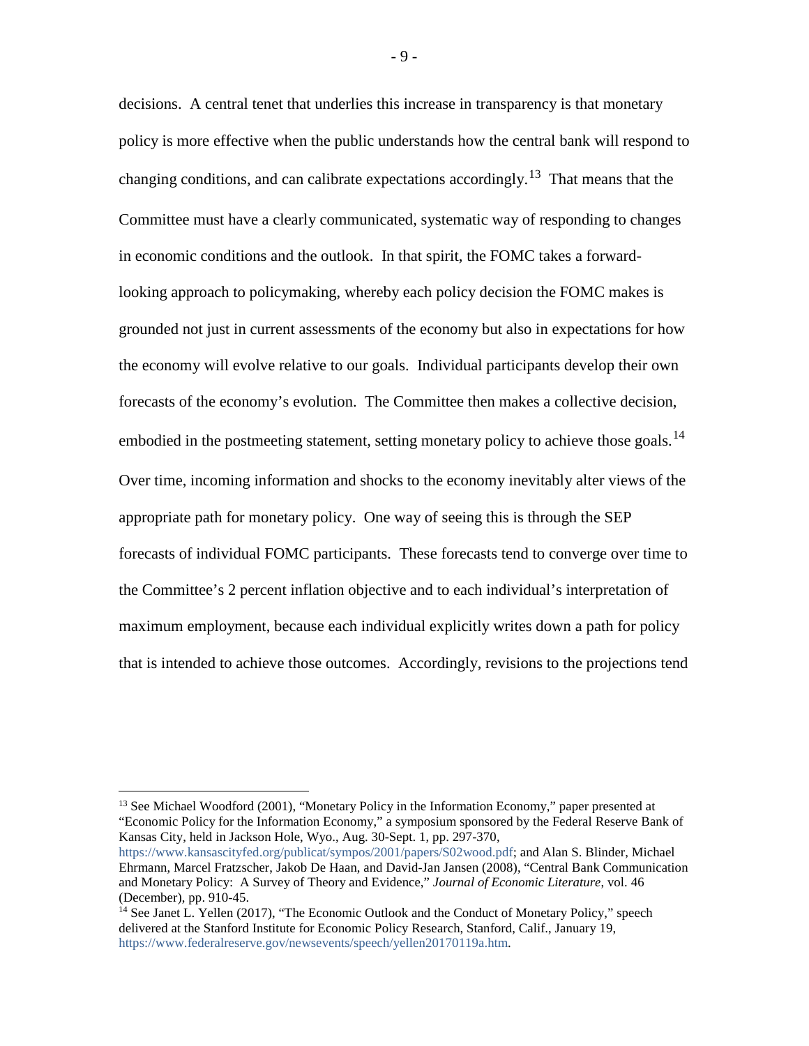decisions. A central tenet that underlies this increase in transparency is that monetary policy is more effective when the public understands how the central bank will respond to changing conditions, and can calibrate expectations accordingly.[13] That means that the Committee must have a clearly communicated, systematic way of responding to changes in economic conditions and the outlook. In that spirit, the FOMC takes a forward-looking approach to policymaking, whereby each policy decision the FOMC makes is grounded not just in current assessments of the economy but also in expectations for how the economy will evolve relative to our goals. Individual participants develop their own forecasts of the economy's evolution. The Committee then makes a collective decision, embodied in the postmeeting statement, setting monetary policy to achieve those goals.[14] Over time, incoming information and shocks to the economy inevitably alter views of the appropriate path for monetary policy. One way of seeing this is through the SEP forecasts of individual FOMC participants. These forecasts tend to converge over time to the Committee's 2 percent inflation objective and to each individual's interpretation of maximum employment, because each individual explicitly writes down a path for policy that is intended to achieve those outcomes. Accordingly, revisions to the projections tend

---

[13] See Michael Woodford (2001), "Monetary Policy in the Information Economy," paper presented at "Economic Policy for the Information Economy," a symposium sponsored by the Federal Reserve Bank of Kansas City, held in Jackson Hole, Wyo., Aug. 30-Sept. 1, pp. 297-370, https://www.kansascityfed.org/publicat/sympos/2001/papers/S02wood.pdf; and Alan S. Blinder, Michael Ehrmann, Marcel Fratzscher, Jakob De Haan, and David-Jan Jansen (2008), "Central Bank Communication and Monetary Policy: A Survey of Theory and Evidence," *Journal of Economic Literature*, vol. 46 (December), pp. 910-45.

[14] See Janet L. Yellen (2017), "The Economic Outlook and the Conduct of Monetary Policy," speech delivered at the Stanford Institute for Economic Policy Research, Stanford, Calif., January 19, https://www.federalreserve.gov/newsevents/speech/yellen20170119a.htm.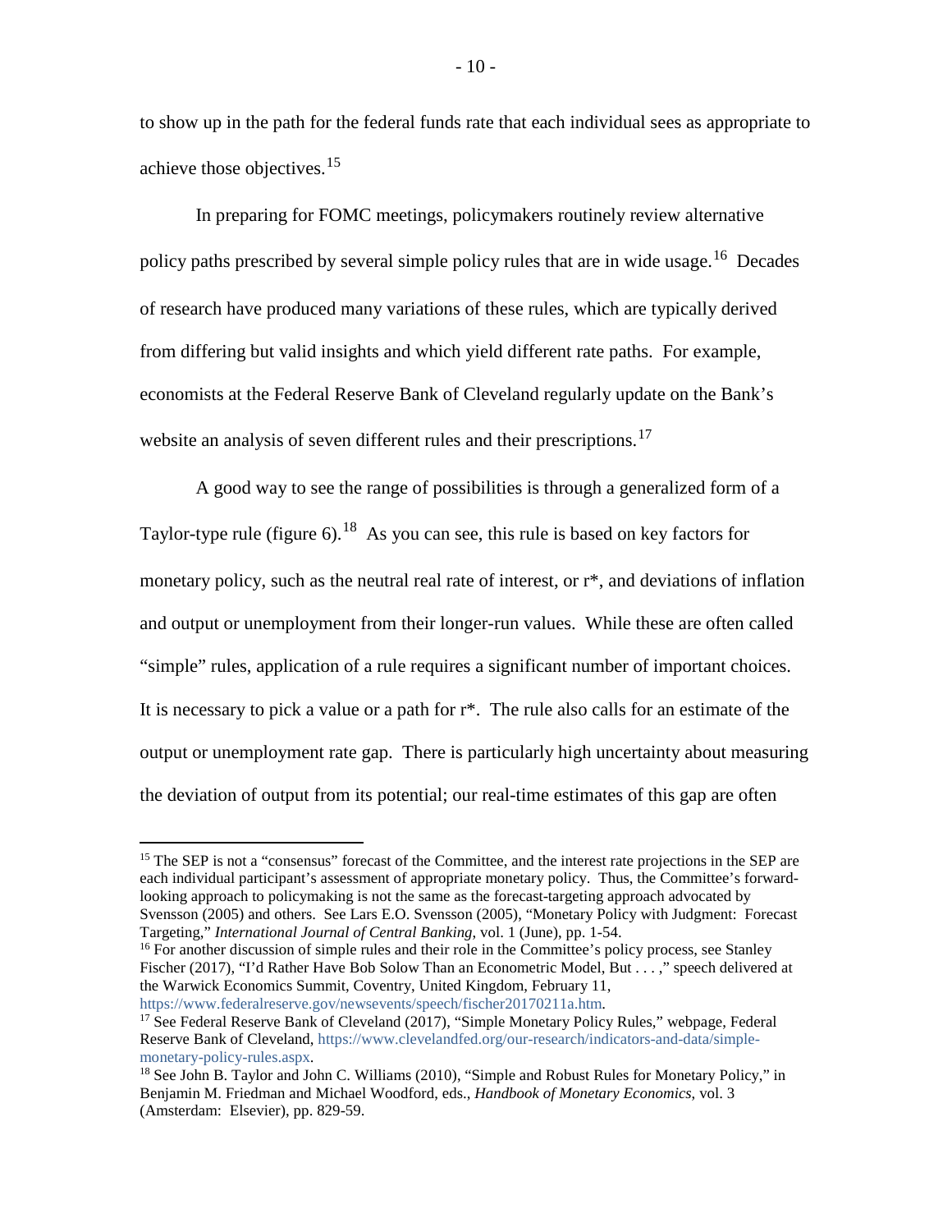to show up in the path for the federal funds rate that each individual sees as appropriate to achieve those objectives.[15]

In preparing for FOMC meetings, policymakers routinely review alternative policy paths prescribed by several simple policy rules that are in wide usage.[16] Decades of research have produced many variations of these rules, which are typically derived from differing but valid insights and which yield different rate paths. For example, economists at the Federal Reserve Bank of Cleveland regularly update on the Bank's website an analysis of seven different rules and their prescriptions.[17]

A good way to see the range of possibilities is through a generalized form of a Taylor-type rule (figure 6).[18] As you can see, this rule is based on key factors for monetary policy, such as the neutral real rate of interest, or r*, and deviations of inflation and output or unemployment from their longer-run values. While these are often called "simple" rules, application of a rule requires a significant number of important choices. It is necessary to pick a value or a path for r*. The rule also calls for an estimate of the output or unemployment rate gap. There is particularly high uncertainty about measuring the deviation of output from its potential; our real-time estimates of this gap are often

---

[15] The SEP is not a "consensus" forecast of the Committee, and the interest rate projections in the SEP are each individual participant's assessment of appropriate monetary policy. Thus, the Committee's forward-looking approach to policymaking is not the same as the forecast-targeting approach advocated by Svensson (2005) and others. See Lars E.O. Svensson (2005), "Monetary Policy with Judgment: Forecast Targeting," *International Journal of Central Banking*, vol. 1 (June), pp. 1-54.

[16] For another discussion of simple rules and their role in the Committee's policy process, see Stanley Fischer (2017), "I'd Rather Have Bob Solow Than an Econometric Model, But . . . ," speech delivered at the Warwick Economics Summit, Coventry, United Kingdom, February 11, https://www.federalreserve.gov/newsevents/speech/fischer20170211a.htm.

[17] See Federal Reserve Bank of Cleveland (2017), "Simple Monetary Policy Rules," webpage, Federal Reserve Bank of Cleveland, https://www.clevelandfed.org/our-research/indicators-and-data/simple-monetary-policy-rules.aspx.

[18] See John B. Taylor and John C. Williams (2010), "Simple and Robust Rules for Monetary Policy," in Benjamin M. Friedman and Michael Woodford, eds., *Handbook of Monetary Economics*, vol. 3 (Amsterdam: Elsevier), pp. 829-59.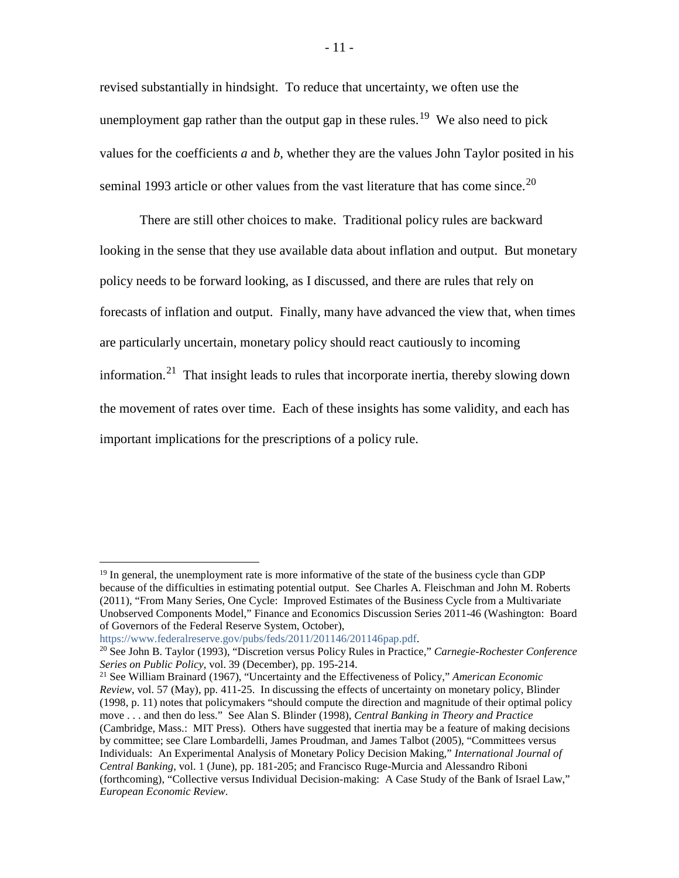revised substantially in hindsight. To reduce that uncertainty, we often use the unemployment gap rather than the output gap in these rules.[19] We also need to pick values for the coefficients *a* and *b*, whether they are the values John Taylor posited in his seminal 1993 article or other values from the vast literature that has come since.[20]

There are still other choices to make. Traditional policy rules are backward looking in the sense that they use available data about inflation and output. But monetary policy needs to be forward looking, as I discussed, and there are rules that rely on forecasts of inflation and output. Finally, many have advanced the view that, when times are particularly uncertain, monetary policy should react cautiously to incoming information.[21] That insight leads to rules that incorporate inertia, thereby slowing down the movement of rates over time. Each of these insights has some validity, and each has important implications for the prescriptions of a policy rule.

---

[19] In general, the unemployment rate is more informative of the state of the business cycle than GDP because of the difficulties in estimating potential output. See Charles A. Fleischman and John M. Roberts (2011), "From Many Series, One Cycle: Improved Estimates of the Business Cycle from a Multivariate Unobserved Components Model," Finance and Economics Discussion Series 2011-46 (Washington: Board of Governors of the Federal Reserve System, October), https://www.federalreserve.gov/pubs/feds/2011/201146/201146pap.pdf.

[20] See John B. Taylor (1993), "Discretion versus Policy Rules in Practice," *Carnegie-Rochester Conference Series on Public Policy*, vol. 39 (December), pp. 195-214.

[21] See William Brainard (1967), "Uncertainty and the Effectiveness of Policy," *American Economic Review*, vol. 57 (May), pp. 411-25. In discussing the effects of uncertainty on monetary policy, Blinder (1998, p. 11) notes that policymakers "should compute the direction and magnitude of their optimal policy move . . . and then do less." See Alan S. Blinder (1998), *Central Banking in Theory and Practice* (Cambridge, Mass.: MIT Press). Others have suggested that inertia may be a feature of making decisions by committee; see Clare Lombardelli, James Proudman, and James Talbot (2005), "Committees versus Individuals: An Experimental Analysis of Monetary Policy Decision Making," *International Journal of Central Banking*, vol. 1 (June), pp. 181-205; and Francisco Ruge-Murcia and Alessandro Riboni (forthcoming), "Collective versus Individual Decision-making: A Case Study of the Bank of Israel Law," *European Economic Review*.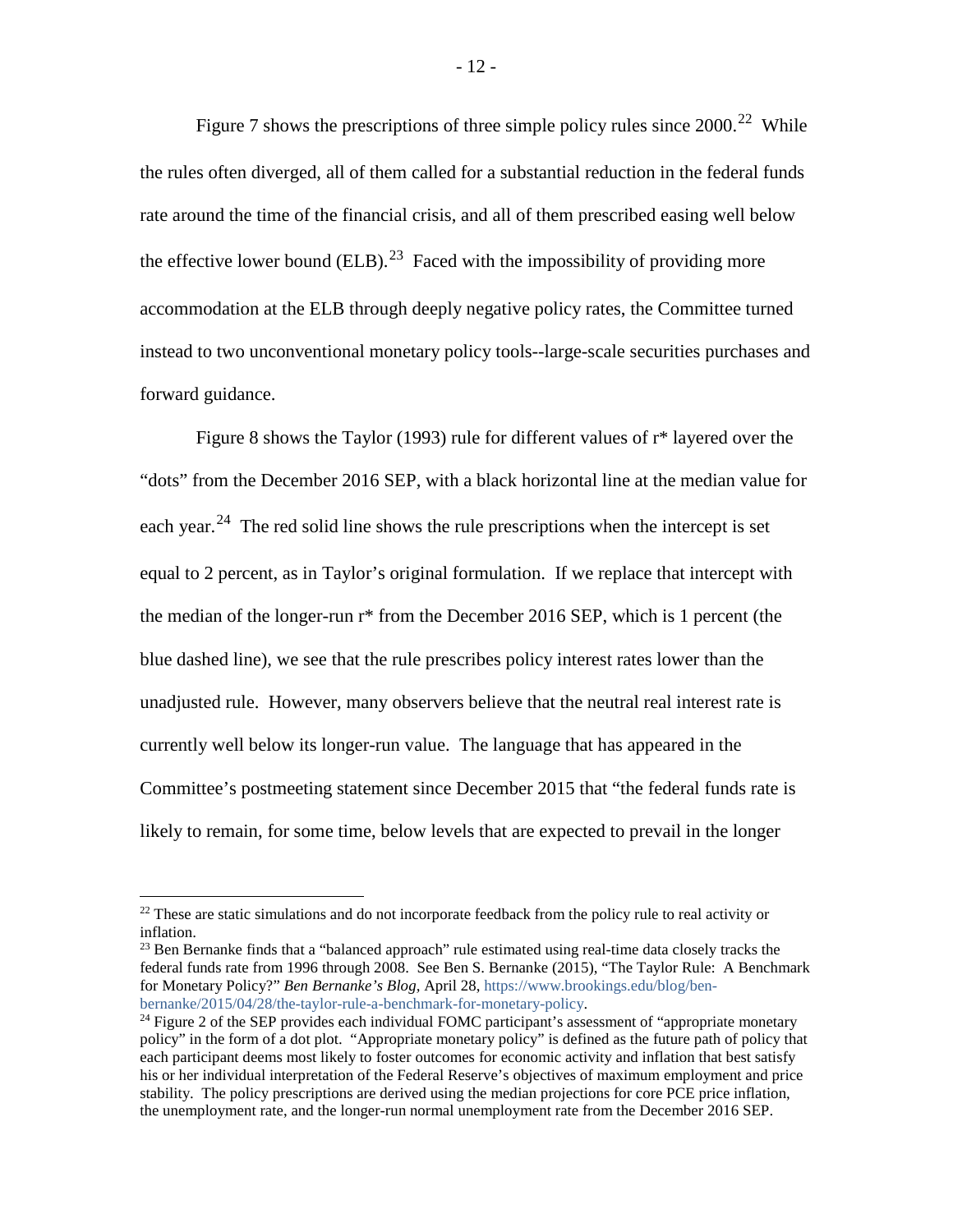Figure 7 shows the prescriptions of three simple policy rules since 2000.[22] While the rules often diverged, all of them called for a substantial reduction in the federal funds rate around the time of the financial crisis, and all of them prescribed easing well below the effective lower bound (ELB).[23] Faced with the impossibility of providing more accommodation at the ELB through deeply negative policy rates, the Committee turned instead to two unconventional monetary policy tools--large-scale securities purchases and forward guidance.

Figure 8 shows the Taylor (1993) rule for different values of r* layered over the "dots" from the December 2016 SEP, with a black horizontal line at the median value for each year.[24] The red solid line shows the rule prescriptions when the intercept is set equal to 2 percent, as in Taylor's original formulation. If we replace that intercept with the median of the longer-run r* from the December 2016 SEP, which is 1 percent (the blue dashed line), we see that the rule prescribes policy interest rates lower than the unadjusted rule. However, many observers believe that the neutral real interest rate is currently well below its longer-run value. The language that has appeared in the Committee's postmeeting statement since December 2015 that "the federal funds rate is likely to remain, for some time, below levels that are expected to prevail in the longer

---

[22] These are static simulations and do not incorporate feedback from the policy rule to real activity or inflation.

[23] Ben Bernanke finds that a "balanced approach" rule estimated using real-time data closely tracks the federal funds rate from 1996 through 2008. See Ben S. Bernanke (2015), "The Taylor Rule: A Benchmark for Monetary Policy?" *Ben Bernanke's Blog*, April 28, https://www.brookings.edu/blog/ben-bernanke/2015/04/28/the-taylor-rule-a-benchmark-for-monetary-policy.

[24] Figure 2 of the SEP provides each individual FOMC participant's assessment of "appropriate monetary policy" in the form of a dot plot. "Appropriate monetary policy" is defined as the future path of policy that each participant deems most likely to foster outcomes for economic activity and inflation that best satisfy his or her individual interpretation of the Federal Reserve's objectives of maximum employment and price stability. The policy prescriptions are derived using the median projections for core PCE price inflation, the unemployment rate, and the longer-run normal unemployment rate from the December 2016 SEP.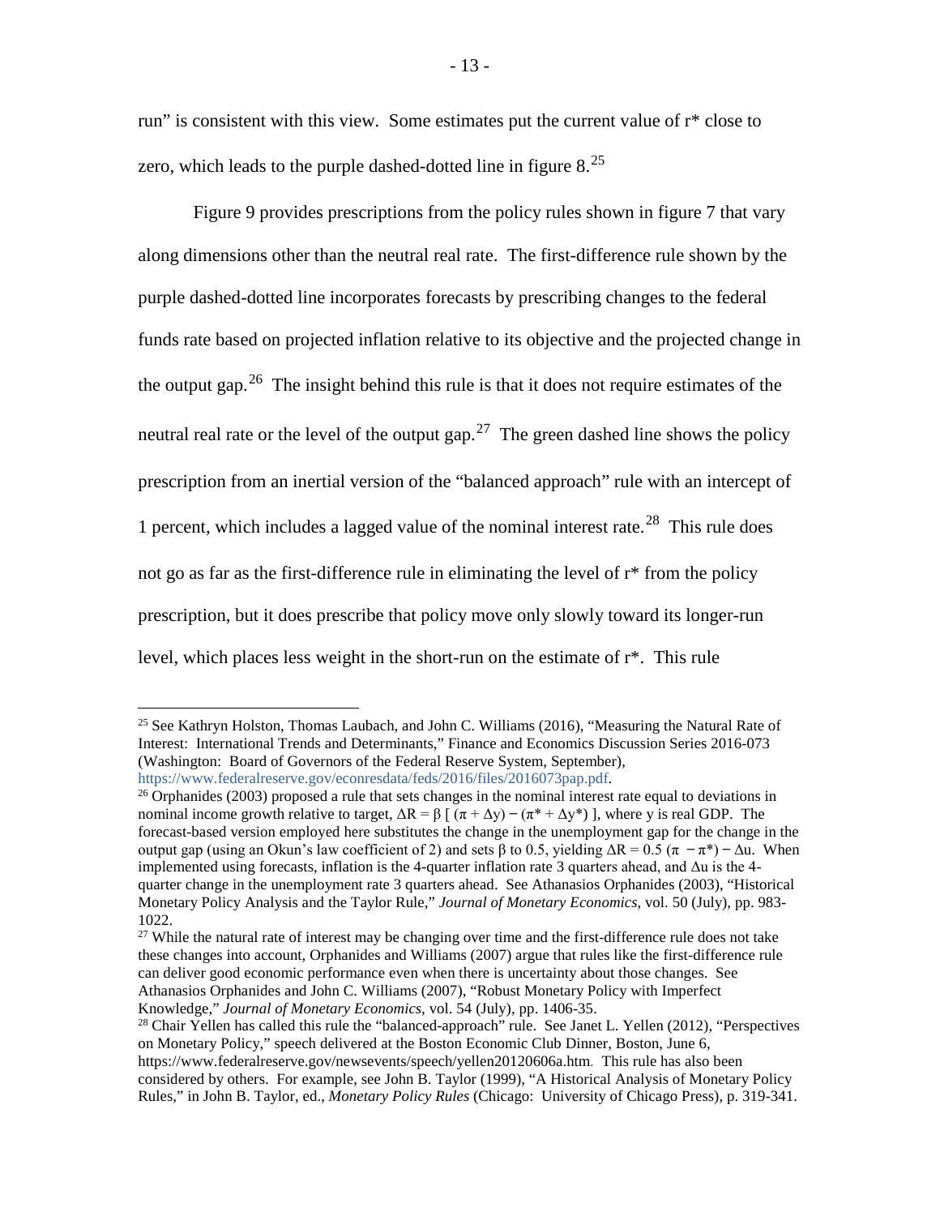run" is consistent with this view. Some estimates put the current value of r* close to zero, which leads to the purple dashed-dotted line in figure 8.[25]

Figure 9 provides prescriptions from the policy rules shown in figure 7 that vary along dimensions other than the neutral real rate. The first-difference rule shown by the purple dashed-dotted line incorporates forecasts by prescribing changes to the federal funds rate based on projected inflation relative to its objective and the projected change in the output gap.[26] The insight behind this rule is that it does not require estimates of the neutral real rate or the level of the output gap.[27] The green dashed line shows the policy prescription from an inertial version of the "balanced approach" rule with an intercept of 1 percent, which includes a lagged value of the nominal interest rate.[28] This rule does not go as far as the first-difference rule in eliminating the level of r* from the policy prescription, but it does prescribe that policy move only slowly toward its longer-run level, which places less weight in the short-run on the estimate of r*. This rule

---

[25] See Kathryn Holston, Thomas Laubach, and John C. Williams (2016), "Measuring the Natural Rate of Interest: International Trends and Determinants," Finance and Economics Discussion Series 2016-073 (Washington: Board of Governors of the Federal Reserve System, September), https://www.federalreserve.gov/econresdata/feds/2016/files/2016073pap.pdf.

[26] Orphanides (2003) proposed a rule that sets changes in the nominal interest rate equal to deviations in nominal income growth relative to target, $\Delta R = \beta \left[ (\pi + \Delta y) - (\pi^* + \Delta y^*) \right]$, where y is real GDP. The forecast-based version employed here substitutes the change in the unemployment gap for the change in the output gap (using an Okun's law coefficient of 2) and sets $\beta$ to 0.5, yielding $\Delta R = 0.5\,(\pi - \pi^*) - \Delta u$. When implemented using forecasts, inflation is the 4-quarter inflation rate 3 quarters ahead, and $\Delta u$ is the 4-quarter change in the unemployment rate 3 quarters ahead. See Athanasios Orphanides (2003), "Historical Monetary Policy Analysis and the Taylor Rule," *Journal of Monetary Economics*, vol. 50 (July), pp. 983-1022.

[27] While the natural rate of interest may be changing over time and the first-difference rule does not take these changes into account, Orphanides and Williams (2007) argue that rules like the first-difference rule can deliver good economic performance even when there is uncertainty about those changes. See Athanasios Orphanides and John C. Williams (2007), "Robust Monetary Policy with Imperfect Knowledge," *Journal of Monetary Economics*, vol. 54 (July), pp. 1406-35.

[28] Chair Yellen has called this rule the "balanced-approach" rule. See Janet L. Yellen (2012), "Perspectives on Monetary Policy," speech delivered at the Boston Economic Club Dinner, Boston, June 6, https://www.federalreserve.gov/newsevents/speech/yellen20120606a.htm. This rule has also been considered by others. For example, see John B. Taylor (1999), "A Historical Analysis of Monetary Policy Rules," in John B. Taylor, ed., *Monetary Policy Rules* (Chicago: University of Chicago Press), p. 319-341.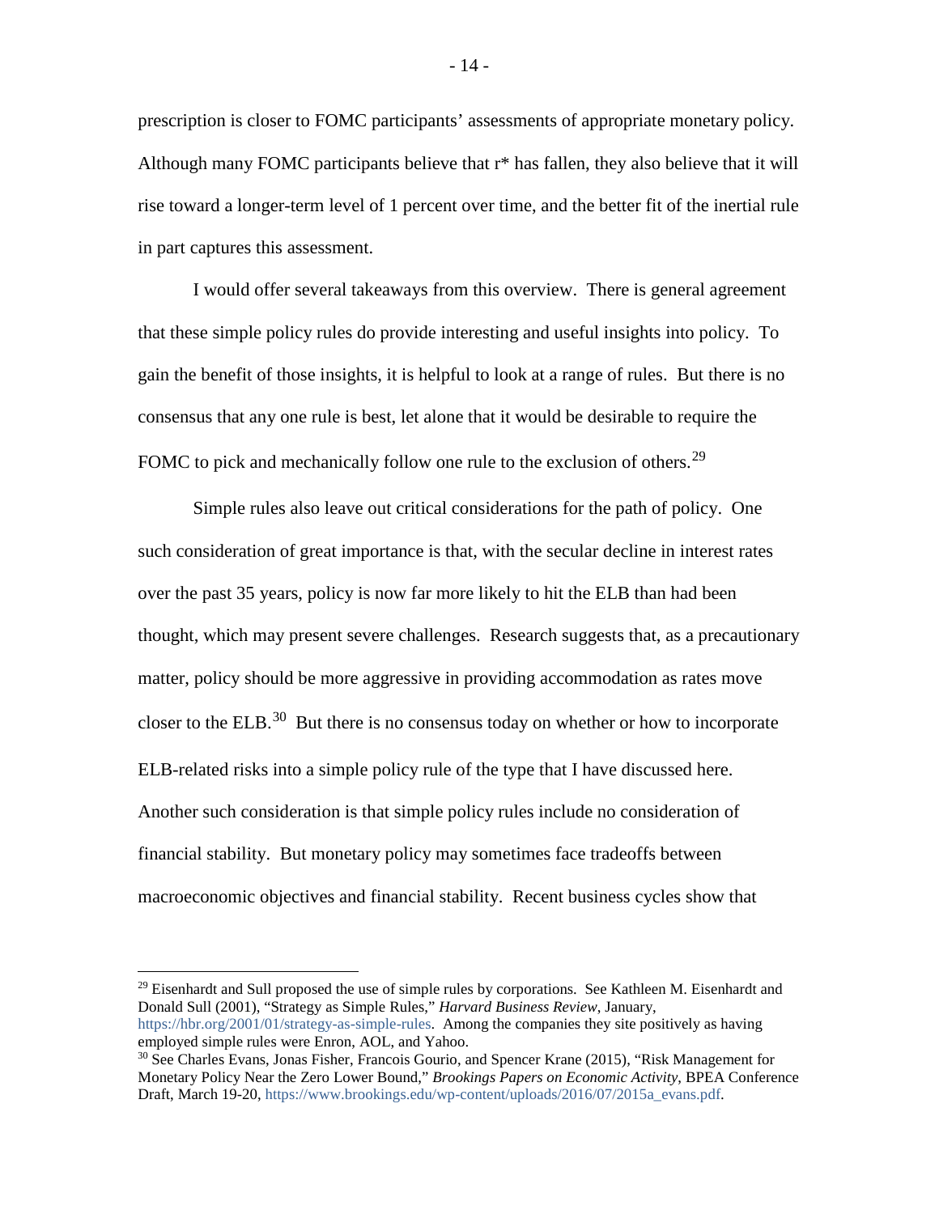prescription is closer to FOMC participants' assessments of appropriate monetary policy. Although many FOMC participants believe that r* has fallen, they also believe that it will rise toward a longer-term level of 1 percent over time, and the better fit of the inertial rule in part captures this assessment.

I would offer several takeaways from this overview. There is general agreement that these simple policy rules do provide interesting and useful insights into policy. To gain the benefit of those insights, it is helpful to look at a range of rules. But there is no consensus that any one rule is best, let alone that it would be desirable to require the FOMC to pick and mechanically follow one rule to the exclusion of others.[29]

Simple rules also leave out critical considerations for the path of policy. One such consideration of great importance is that, with the secular decline in interest rates over the past 35 years, policy is now far more likely to hit the ELB than had been thought, which may present severe challenges. Research suggests that, as a precautionary matter, policy should be more aggressive in providing accommodation as rates move closer to the ELB.[30] But there is no consensus today on whether or how to incorporate ELB-related risks into a simple policy rule of the type that I have discussed here. Another such consideration is that simple policy rules include no consideration of financial stability. But monetary policy may sometimes face tradeoffs between macroeconomic objectives and financial stability. Recent business cycles show that

---

[29] Eisenhardt and Sull proposed the use of simple rules by corporations. See Kathleen M. Eisenhardt and Donald Sull (2001), "Strategy as Simple Rules," *Harvard Business Review*, January, https://hbr.org/2001/01/strategy-as-simple-rules. Among the companies they site positively as having employed simple rules were Enron, AOL, and Yahoo.

[30] See Charles Evans, Jonas Fisher, Francois Gourio, and Spencer Krane (2015), "Risk Management for Monetary Policy Near the Zero Lower Bound," *Brookings Papers on Economic Activity*, BPEA Conference Draft, March 19-20, https://www.brookings.edu/wp-content/uploads/2016/07/2015a_evans.pdf.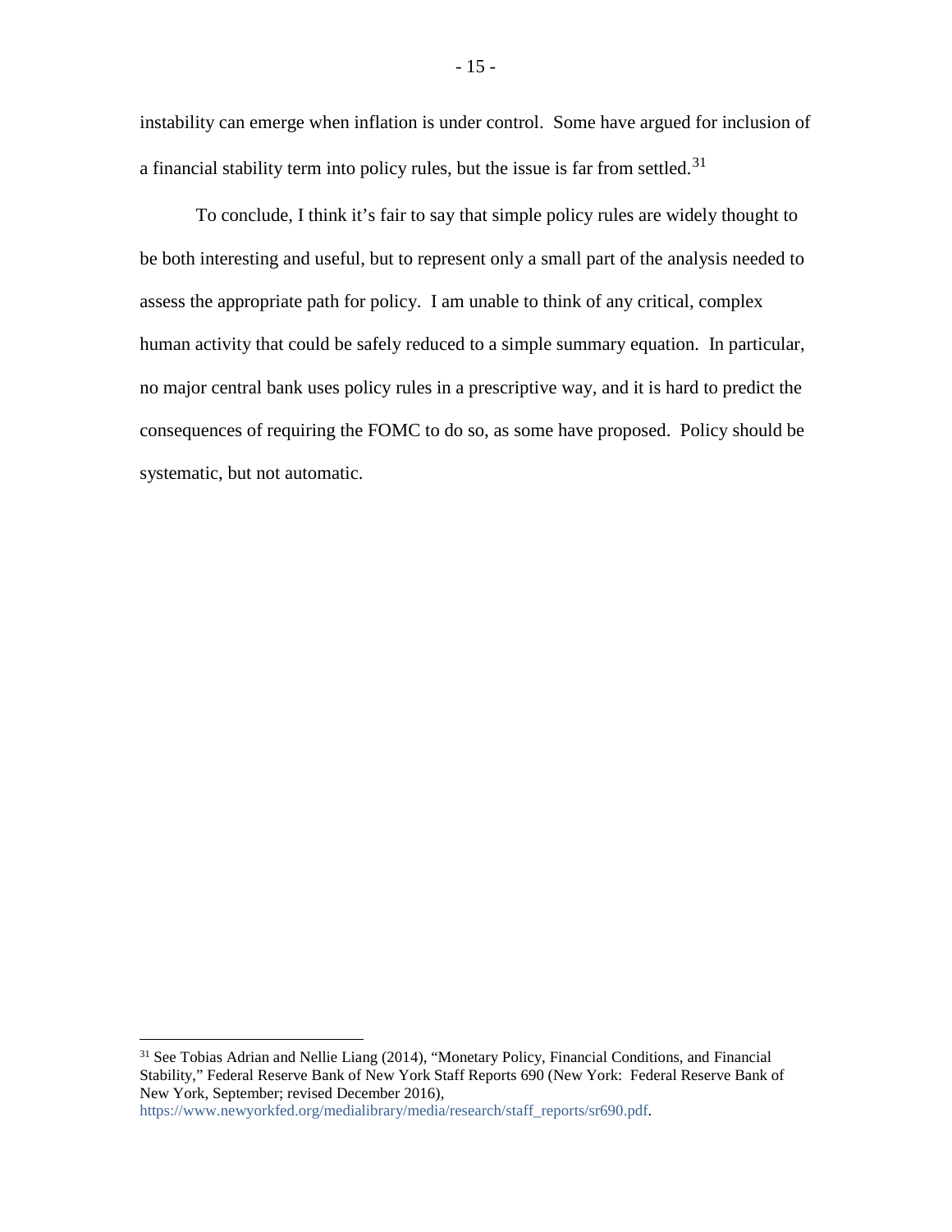instability can emerge when inflation is under control. Some have argued for inclusion of a financial stability term into policy rules, but the issue is far from settled.[31]

To conclude, I think it's fair to say that simple policy rules are widely thought to be both interesting and useful, but to represent only a small part of the analysis needed to assess the appropriate path for policy. I am unable to think of any critical, complex human activity that could be safely reduced to a simple summary equation. In particular, no major central bank uses policy rules in a prescriptive way, and it is hard to predict the consequences of requiring the FOMC to do so, as some have proposed. Policy should be systematic, but not automatic.

---

[31] See Tobias Adrian and Nellie Liang (2014), "Monetary Policy, Financial Conditions, and Financial Stability," Federal Reserve Bank of New York Staff Reports 690 (New York: Federal Reserve Bank of New York, September; revised December 2016), https://www.newyorkfed.org/medialibrary/media/research/staff_reports/sr690.pdf.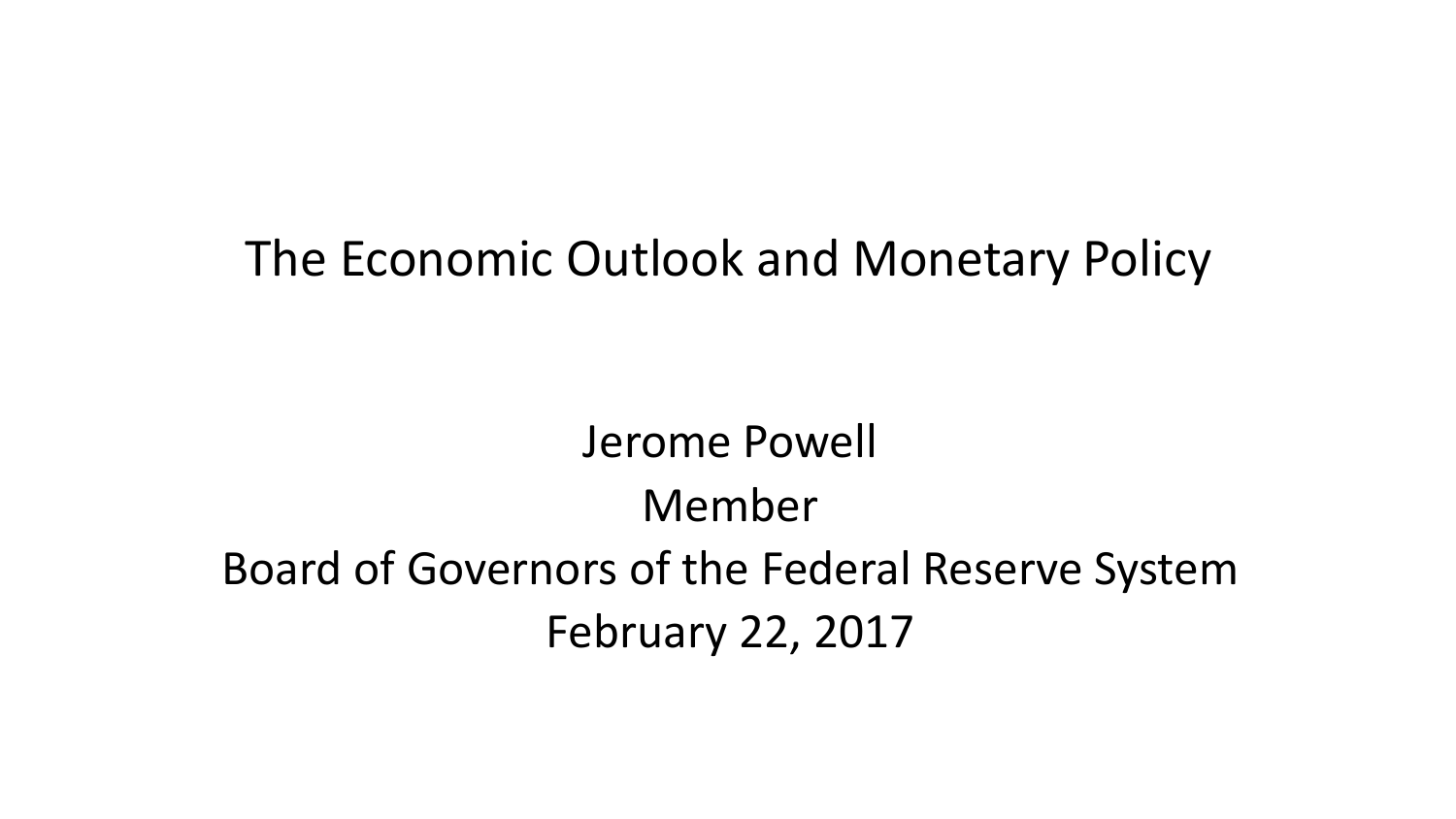# The Economic Outlook and Monetary Policy

Jerome Powell

Member

Board of Governors of the Federal Reserve System

February 22, 2017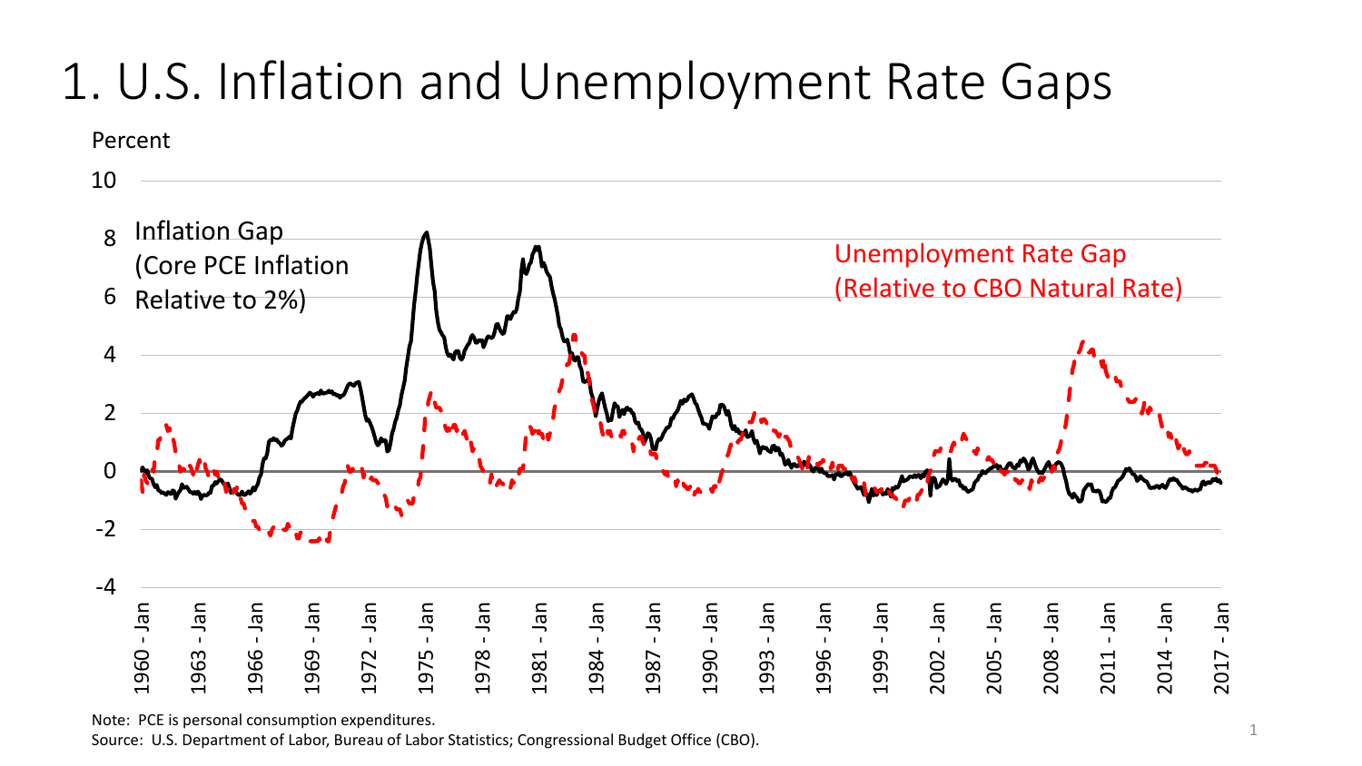# 1. U.S. Inflation and Unemployment Rate Gaps

Percent

Inflation Gap (Core PCE Inflation Relative to 2%)

Unemployment Rate Gap (Relative to CBO Natural Rate)

Note: PCE is personal consumption expenditures.

Source: U.S. Department of Labor, Bureau of Labor Statistics; Congressional Budget Office (CBO).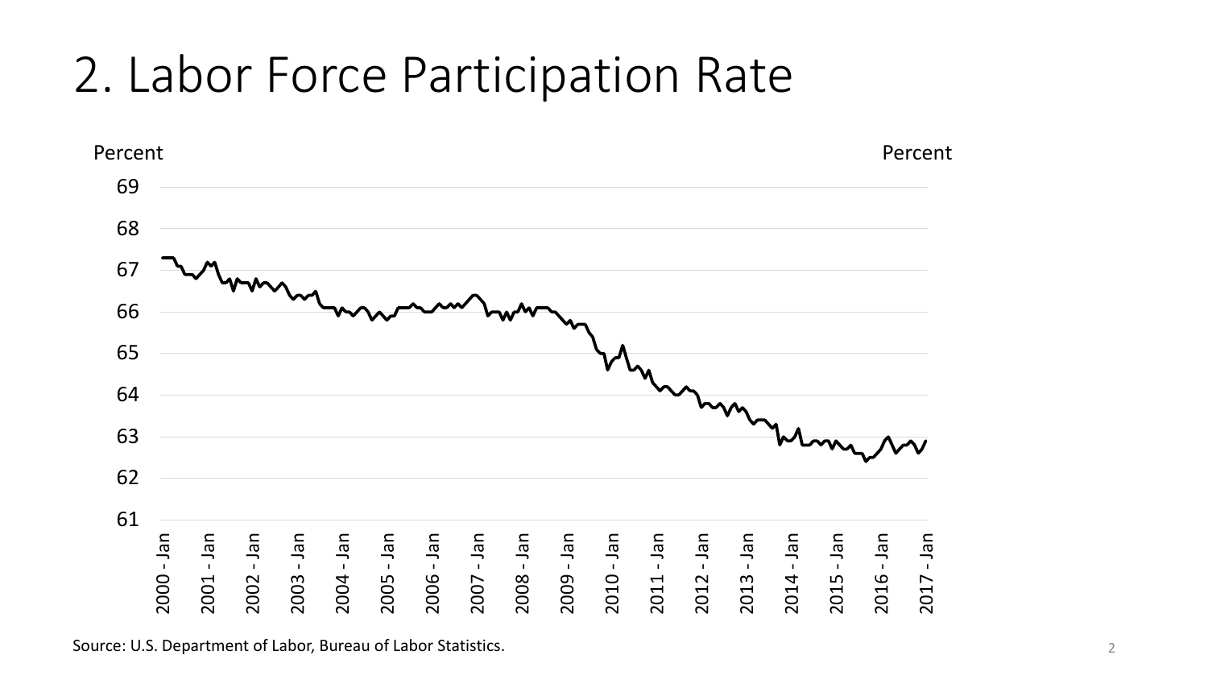# 2. Labor Force Participation Rate

Source: U.S. Department of Labor, Bureau of Labor Statistics.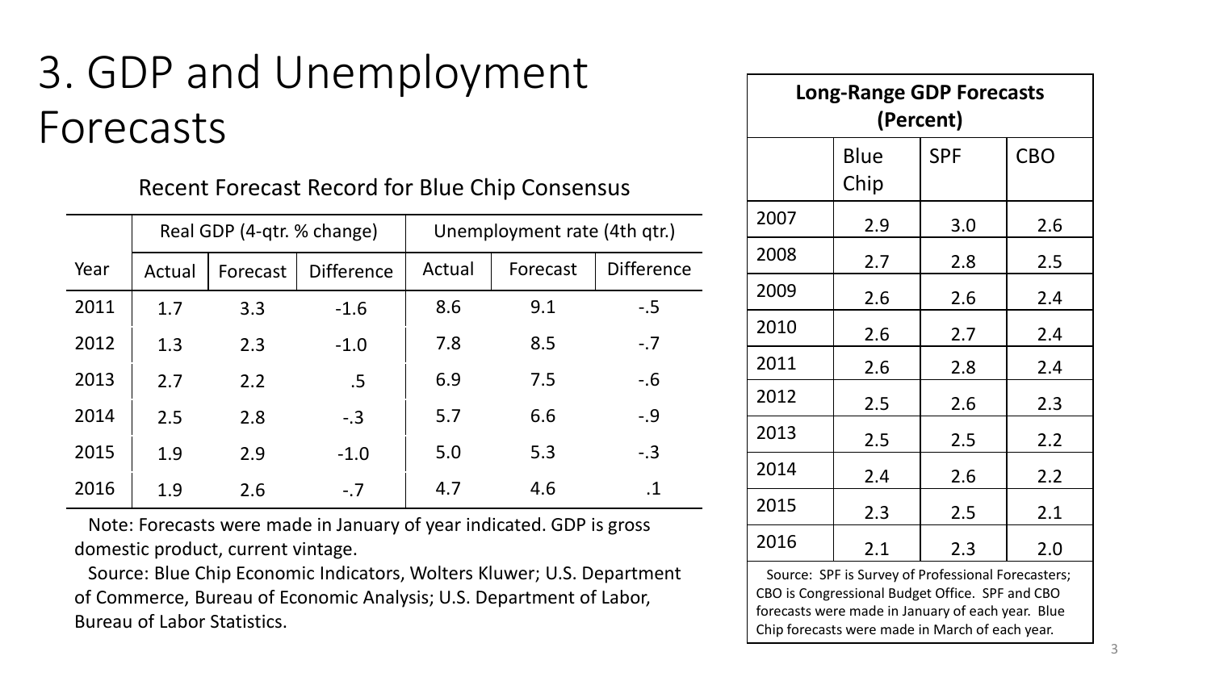# 3. GDP and Unemployment Forecasts

Recent Forecast Record for Blue Chip Consensus

| | Real GDP (4-qtr. % change) | | | Unemployment rate (4th qtr.) | | |
|---|---|---|---|---|---|---|
| Year | Actual | Forecast | Difference | Actual | Forecast | Difference |
| 2011 | 1.7 | 3.3 | -1.6 | 8.6 | 9.1 | -.5 |
| 2012 | 1.3 | 2.3 | -1.0 | 7.8 | 8.5 | -.7 |
| 2013 | 2.7 | 2.2 | .5 | 6.9 | 7.5 | -.6 |
| 2014 | 2.5 | 2.8 | -.3 | 5.7 | 6.6 | -.9 |
| 2015 | 1.9 | 2.9 | -1.0 | 5.0 | 5.3 | -.3 |
| 2016 | 1.9 | 2.6 | -.7 | 4.7 | 4.6 | .1 |

Note: Forecasts were made in January of year indicated. GDP is gross domestic product, current vintage.

Source: Blue Chip Economic Indicators, Wolters Kluwer; U.S. Department of Commerce, Bureau of Economic Analysis; U.S. Department of Labor, Bureau of Labor Statistics.

**Long-Range GDP Forecasts (Percent)**

| | Blue Chip | SPF | CBO |
|---|---|---|---|
| 2007 | 2.9 | 3.0 | 2.6 |
| 2008 | 2.7 | 2.8 | 2.5 |
| 2009 | 2.6 | 2.6 | 2.4 |
| 2010 | 2.6 | 2.7 | 2.4 |
| 2011 | 2.6 | 2.8 | 2.4 |
| 2012 | 2.5 | 2.6 | 2.3 |
| 2013 | 2.5 | 2.5 | 2.2 |
| 2014 | 2.4 | 2.6 | 2.2 |
| 2015 | 2.3 | 2.5 | 2.1 |
| 2016 | 2.1 | 2.3 | 2.0 |

Source: SPF is Survey of Professional Forecasters; CBO is Congressional Budget Office. SPF and CBO forecasts were made in January of each year. Blue Chip forecasts were made in March of each year.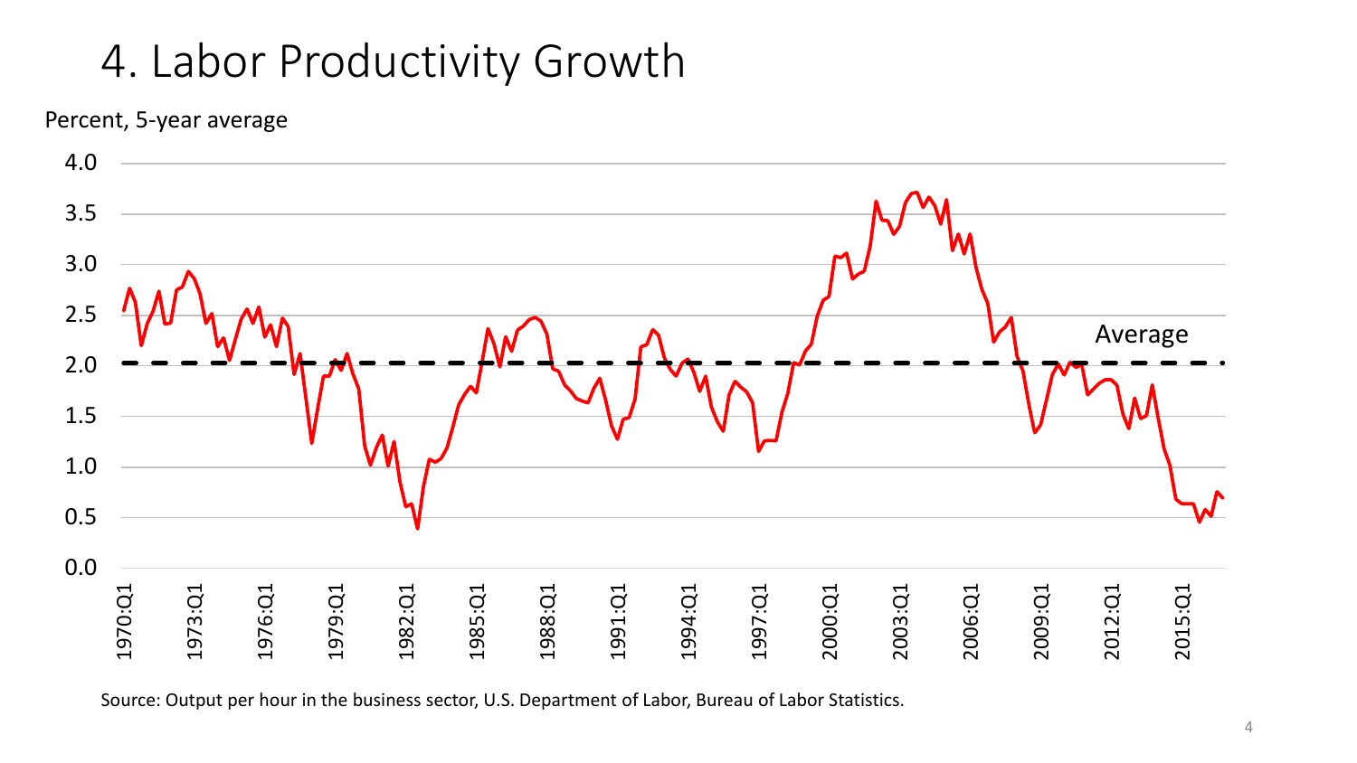# 4. Labor Productivity Growth

Percent, 5-year average

Source: Output per hour in the business sector, U.S. Department of Labor, Bureau of Labor Statistics.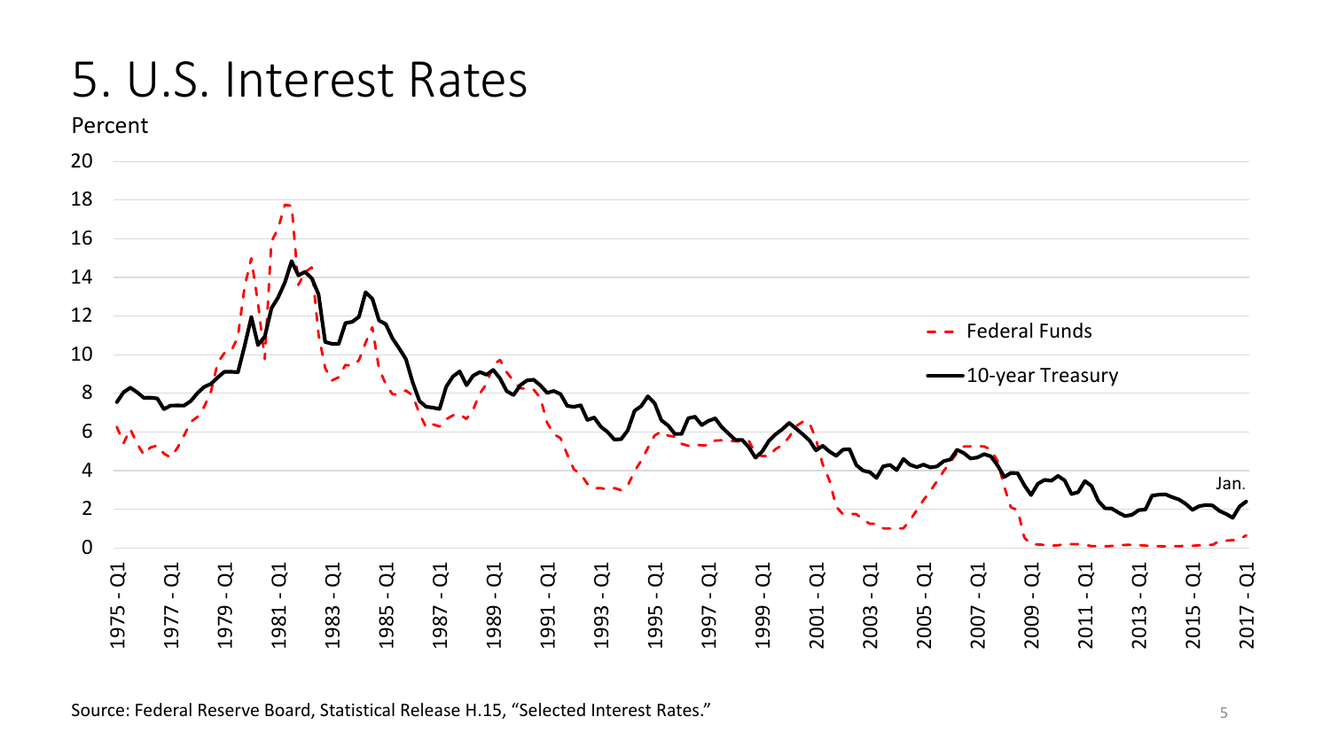# 5. U.S. Interest Rates

Percent

Source: Federal Reserve Board, Statistical Release H.15, "Selected Interest Rates."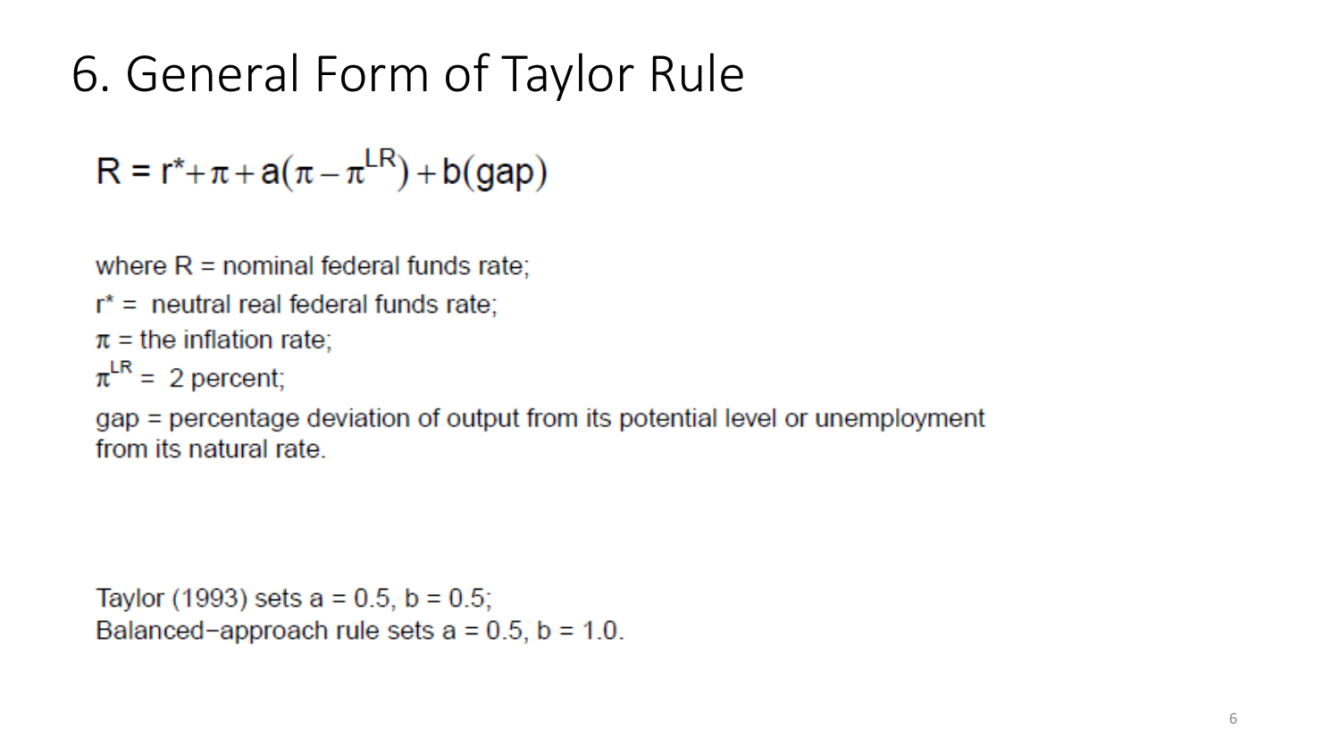# 6. General Form of Taylor Rule

$$R = r^* + \pi + a(\pi - \pi^{LR}) + b(gap)$$

where $R$ = nominal federal funds rate;

$r^*$ = neutral real federal funds rate;

$\pi$ = the inflation rate;

$\pi^{LR}$ = 2 percent;

gap = percentage deviation of output from its potential level or unemployment from its natural rate.

Taylor (1993) sets $a = 0.5$, $b = 0.5$;
Balanced−approach rule sets $a = 0.5$, $b = 1.0$.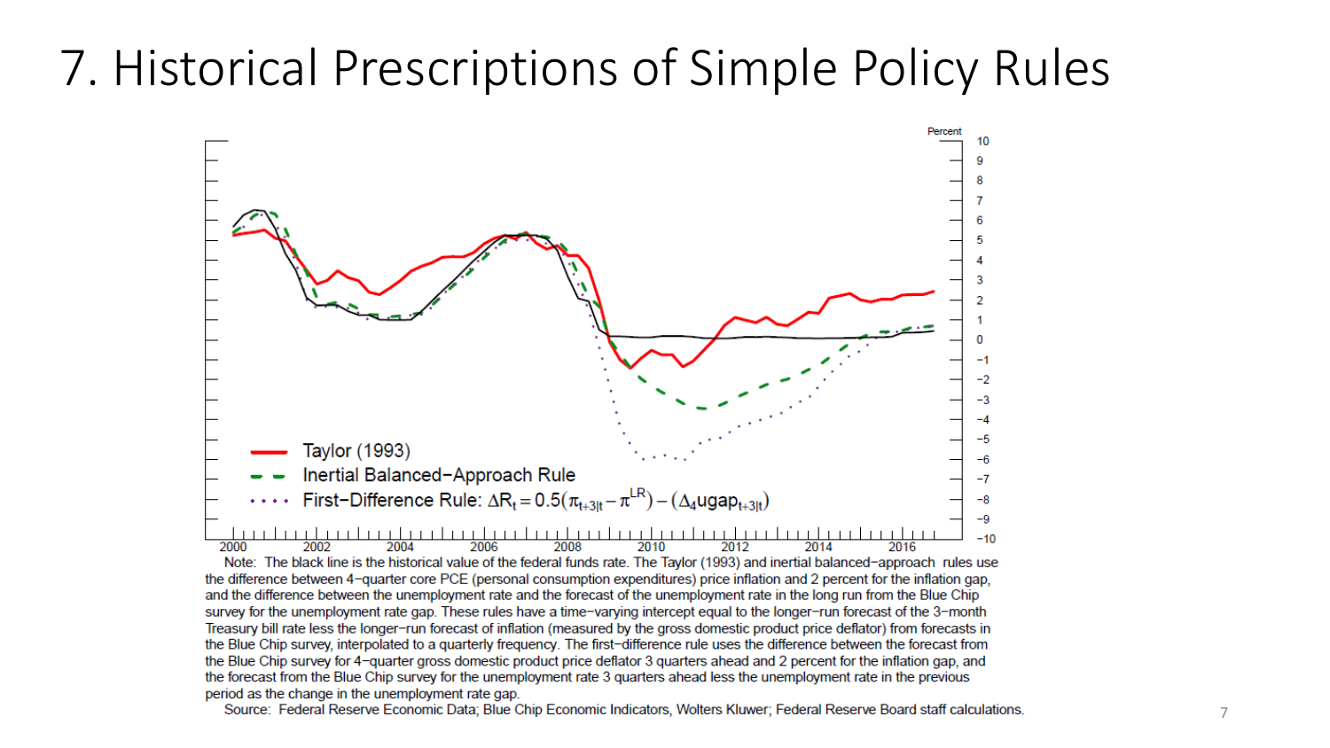# 7. Historical Prescriptions of Simple Policy Rules

Percent

- Taylor (1993)
- Inertial Balanced−Approach Rule
- First−Difference Rule: $\Delta R_t = 0.5(\pi_{t+3|t} - \pi^{LR}) - (\Delta_4 ugap_{t+3|t})$

Note: The black line is the historical value of the federal funds rate. The Taylor (1993) and inertial balanced−approach rules use the difference between 4−quarter core PCE (personal consumption expenditures) price inflation and 2 percent for the inflation gap, and the difference between the unemployment rate and the forecast of the unemployment rate in the long run from the Blue Chip survey for the unemployment rate gap. These rules have a time−varying intercept equal to the longer−run forecast of the 3−month Treasury bill rate less the longer−run forecast of inflation (measured by the gross domestic product price deflator) from forecasts in the Blue Chip survey, interpolated to a quarterly frequency. The first−difference rule uses the difference between the forecast from the Blue Chip survey for 4−quarter gross domestic product price deflator 3 quarters ahead and 2 percent for the inflation gap, and the forecast from the Blue Chip survey for the unemployment rate 3 quarters ahead less the unemployment rate in the previous period as the change in the unemployment rate gap.

Source: Federal Reserve Economic Data; Blue Chip Economic Indicators, Wolters Kluwer; Federal Reserve Board staff calculations.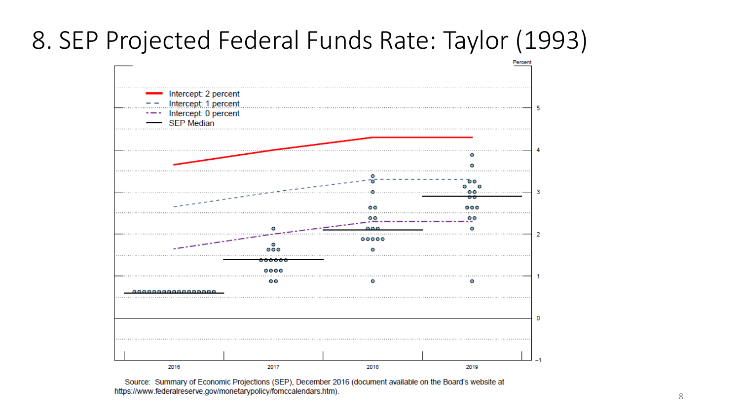# 8. SEP Projected Federal Funds Rate: Taylor (1993)

Percent

- Intercept: 2 percent
- Intercept: 1 percent
- Intercept: 0 percent
- SEP Median

2016 2017 2018 2019

Source: Summary of Economic Projections (SEP), December 2016 (document available on the Board's website at https://www.federalreserve.gov/monetarypolicy/fomccalendars.htm).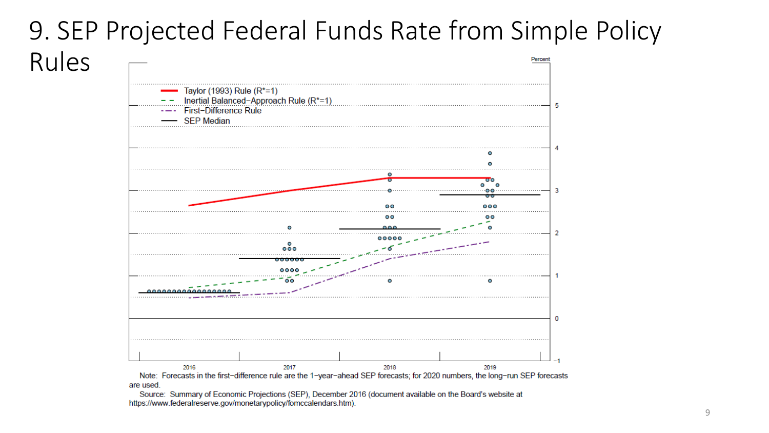# 9. SEP Projected Federal Funds Rate from Simple Policy Rules

Percent

Taylor (1993) Rule ($R^*=1$)

Inertial Balanced-Approach Rule ($R^*=1$)

First-Difference Rule

SEP Median

5

4

3

2

1

0

−1

2016

2017

2018

2019

Note: Forecasts in the first-difference rule are the 1-year-ahead SEP forecasts; for 2020 numbers, the long-run SEP forecasts are used.

Source: Summary of Economic Projections (SEP), December 2016 (document available on the Board's website at https://www.federalreserve.gov/monetarypolicy/fomccalendars.htm).